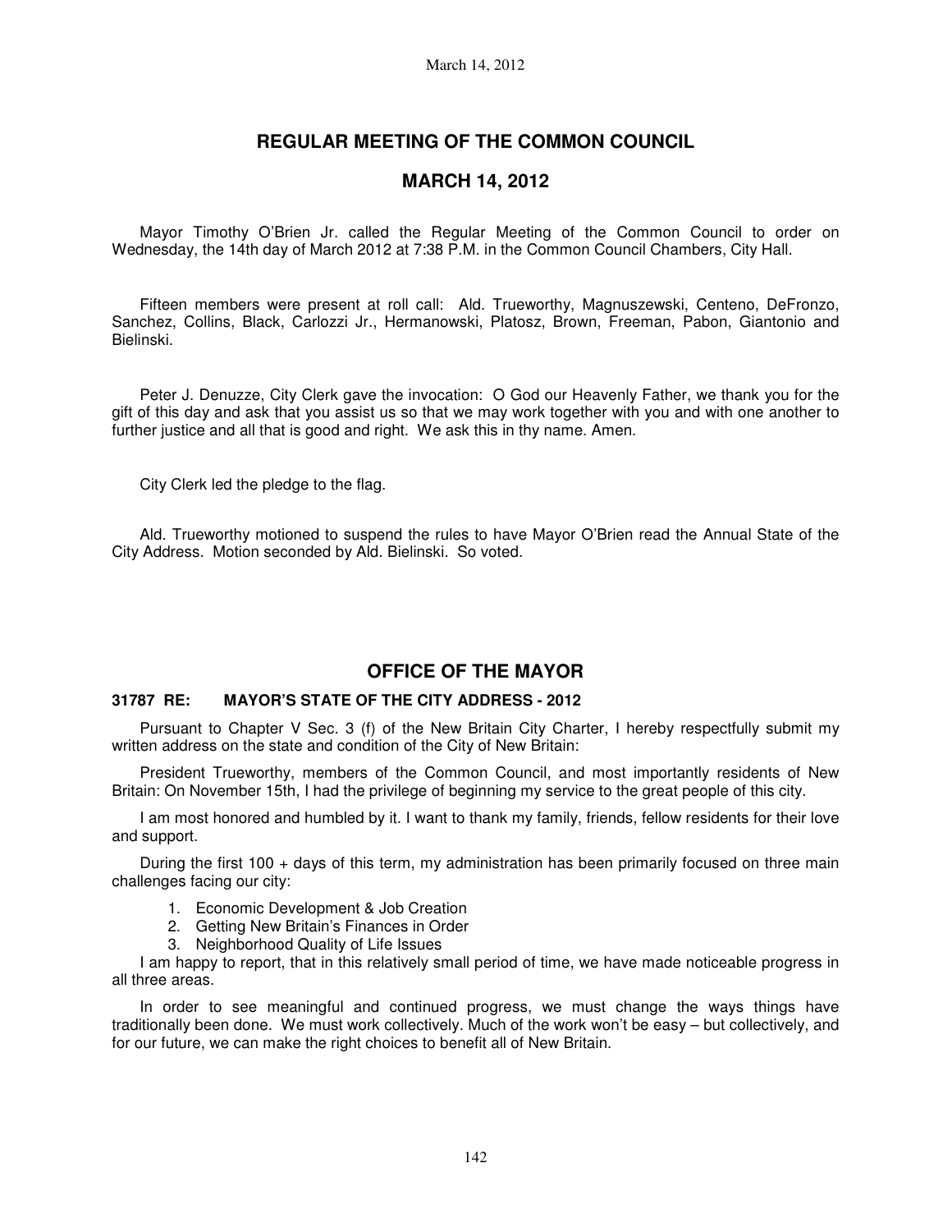# REGULAR MEETING OF THE COMMON COUNCIL

## MARCH 14, 2012

Mayor Timothy O'Brien Jr. called the Regular Meeting of the Common Council to order on Wednesday, the 14th day of March 2012 at 7:38 P.M. in the Common Council Chambers, City Hall.

Fifteen members were present at roll call: Ald. Trueworthy, Magnuszewski, Centeno, DeFronzo, Sanchez, Collins, Black, Carlozzi Jr., Hermanowski, Platosz, Brown, Freeman, Pabon, Giantonio and Bielinski.

Peter J. Denuzze, City Clerk gave the invocation: O God our Heavenly Father, we thank you for the gift of this day and ask that you assist us so that we may work together with you and with one another to further justice and all that is good and right. We ask this in thy name. Amen.

City Clerk led the pledge to the flag.

Ald. Trueworthy motioned to suspend the rules to have Mayor O'Brien read the Annual State of the City Address. Motion seconded by Ald. Bielinski. So voted.

## OFFICE OF THE MAYOR

### 31787 RE: MAYOR'S STATE OF THE CITY ADDRESS - 2012

Pursuant to Chapter V Sec. 3 (f) of the New Britain City Charter, I hereby respectfully submit my written address on the state and condition of the City of New Britain:

President Trueworthy, members of the Common Council, and most importantly residents of New Britain: On November 15th, I had the privilege of beginning my service to the great people of this city.

I am most honored and humbled by it. I want to thank my family, friends, fellow residents for their love and support.

During the first 100 + days of this term, my administration has been primarily focused on three main challenges facing our city:

1. Economic Development & Job Creation
2. Getting New Britain's Finances in Order
3. Neighborhood Quality of Life Issues

I am happy to report, that in this relatively small period of time, we have made noticeable progress in all three areas.

In order to see meaningful and continued progress, we must change the ways things have traditionally been done. We must work collectively. Much of the work won't be easy – but collectively, and for our future, we can make the right choices to benefit all of New Britain.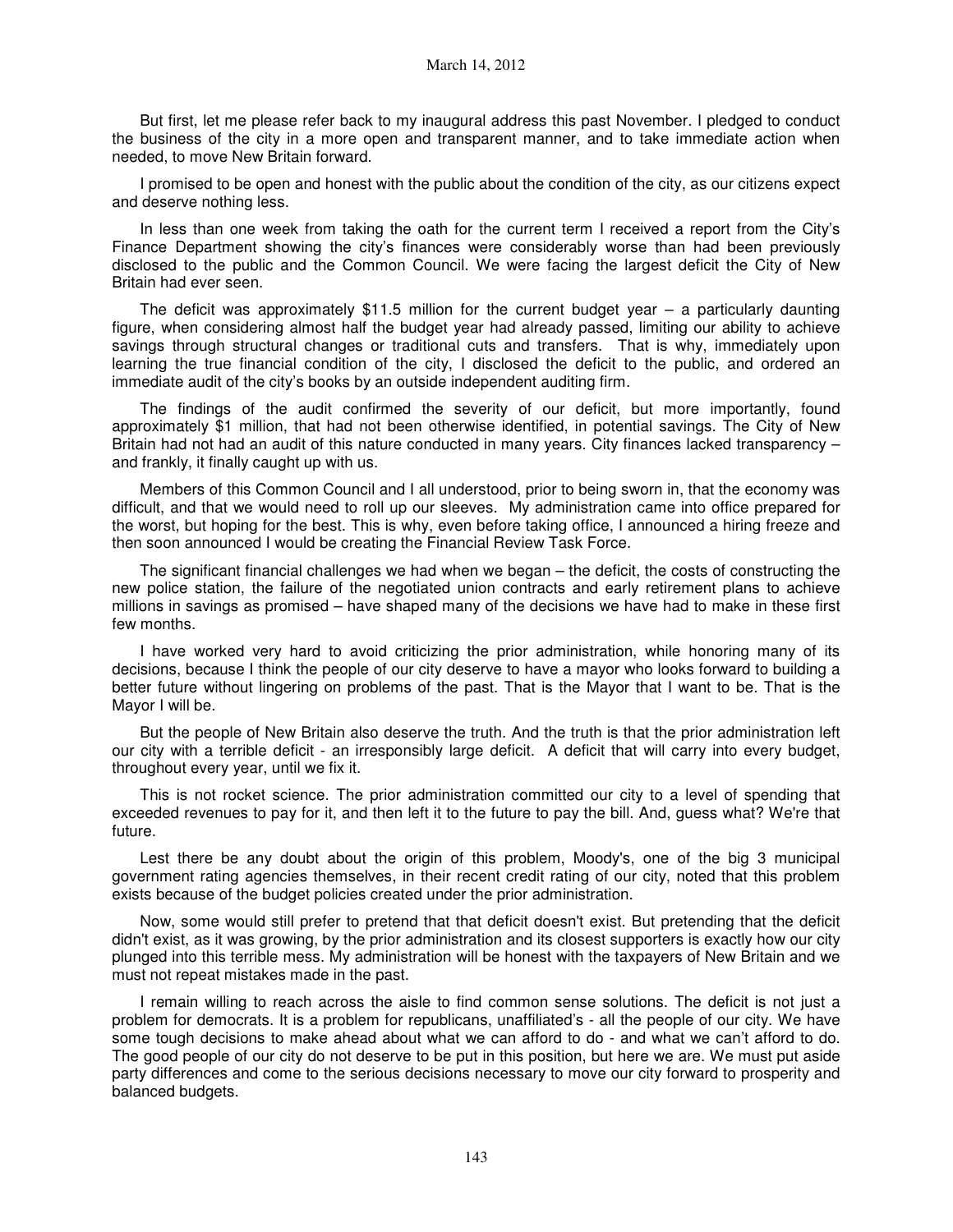But first, let me please refer back to my inaugural address this past November. I pledged to conduct the business of the city in a more open and transparent manner, and to take immediate action when needed, to move New Britain forward.

I promised to be open and honest with the public about the condition of the city, as our citizens expect and deserve nothing less.

In less than one week from taking the oath for the current term I received a report from the City's Finance Department showing the city's finances were considerably worse than had been previously disclosed to the public and the Common Council. We were facing the largest deficit the City of New Britain had ever seen.

The deficit was approximately $11.5 million for the current budget year – a particularly daunting figure, when considering almost half the budget year had already passed, limiting our ability to achieve savings through structural changes or traditional cuts and transfers. That is why, immediately upon learning the true financial condition of the city, I disclosed the deficit to the public, and ordered an immediate audit of the city's books by an outside independent auditing firm.

The findings of the audit confirmed the severity of our deficit, but more importantly, found approximately $1 million, that had not been otherwise identified, in potential savings. The City of New Britain had not had an audit of this nature conducted in many years. City finances lacked transparency – and frankly, it finally caught up with us.

Members of this Common Council and I all understood, prior to being sworn in, that the economy was difficult, and that we would need to roll up our sleeves. My administration came into office prepared for the worst, but hoping for the best. This is why, even before taking office, I announced a hiring freeze and then soon announced I would be creating the Financial Review Task Force.

The significant financial challenges we had when we began – the deficit, the costs of constructing the new police station, the failure of the negotiated union contracts and early retirement plans to achieve millions in savings as promised – have shaped many of the decisions we have had to make in these first few months.

I have worked very hard to avoid criticizing the prior administration, while honoring many of its decisions, because I think the people of our city deserve to have a mayor who looks forward to building a better future without lingering on problems of the past. That is the Mayor that I want to be. That is the Mayor I will be.

But the people of New Britain also deserve the truth. And the truth is that the prior administration left our city with a terrible deficit - an irresponsibly large deficit. A deficit that will carry into every budget, throughout every year, until we fix it.

This is not rocket science. The prior administration committed our city to a level of spending that exceeded revenues to pay for it, and then left it to the future to pay the bill. And, guess what? We're that future.

Lest there be any doubt about the origin of this problem, Moody's, one of the big 3 municipal government rating agencies themselves, in their recent credit rating of our city, noted that this problem exists because of the budget policies created under the prior administration.

Now, some would still prefer to pretend that that deficit doesn't exist. But pretending that the deficit didn't exist, as it was growing, by the prior administration and its closest supporters is exactly how our city plunged into this terrible mess. My administration will be honest with the taxpayers of New Britain and we must not repeat mistakes made in the past.

I remain willing to reach across the aisle to find common sense solutions. The deficit is not just a problem for democrats. It is a problem for republicans, unaffiliated's - all the people of our city. We have some tough decisions to make ahead about what we can afford to do - and what we can't afford to do. The good people of our city do not deserve to be put in this position, but here we are. We must put aside party differences and come to the serious decisions necessary to move our city forward to prosperity and balanced budgets.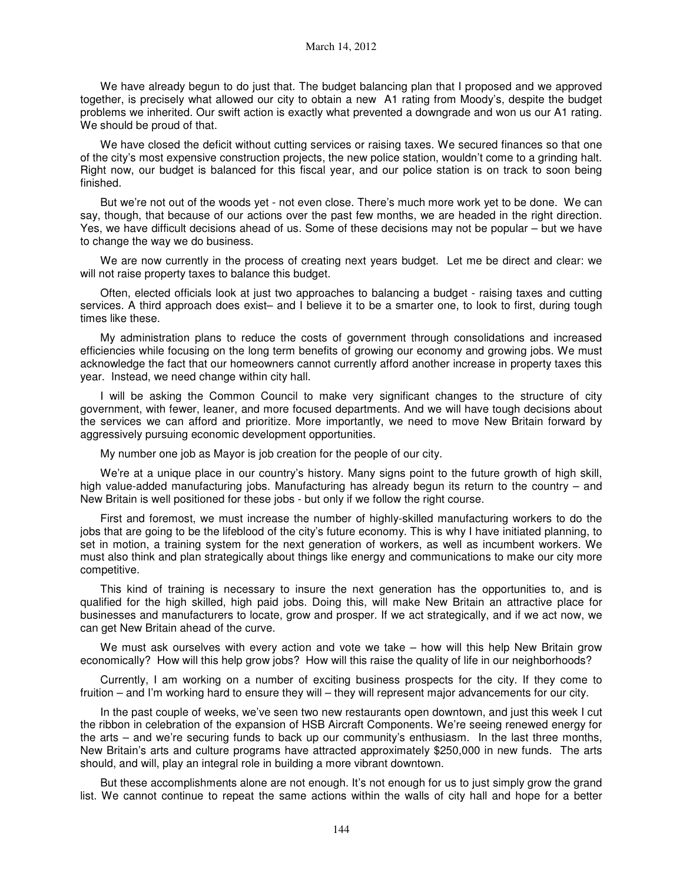We have already begun to do just that. The budget balancing plan that I proposed and we approved together, is precisely what allowed our city to obtain a new A1 rating from Moody's, despite the budget problems we inherited. Our swift action is exactly what prevented a downgrade and won us our A1 rating. We should be proud of that.

We have closed the deficit without cutting services or raising taxes. We secured finances so that one of the city's most expensive construction projects, the new police station, wouldn't come to a grinding halt. Right now, our budget is balanced for this fiscal year, and our police station is on track to soon being finished.

But we're not out of the woods yet - not even close. There's much more work yet to be done. We can say, though, that because of our actions over the past few months, we are headed in the right direction. Yes, we have difficult decisions ahead of us. Some of these decisions may not be popular – but we have to change the way we do business.

We are now currently in the process of creating next years budget. Let me be direct and clear: we will not raise property taxes to balance this budget.

Often, elected officials look at just two approaches to balancing a budget - raising taxes and cutting services. A third approach does exist– and I believe it to be a smarter one, to look to first, during tough times like these.

My administration plans to reduce the costs of government through consolidations and increased efficiencies while focusing on the long term benefits of growing our economy and growing jobs. We must acknowledge the fact that our homeowners cannot currently afford another increase in property taxes this year. Instead, we need change within city hall.

I will be asking the Common Council to make very significant changes to the structure of city government, with fewer, leaner, and more focused departments. And we will have tough decisions about the services we can afford and prioritize. More importantly, we need to move New Britain forward by aggressively pursuing economic development opportunities.

My number one job as Mayor is job creation for the people of our city.

We're at a unique place in our country's history. Many signs point to the future growth of high skill, high value-added manufacturing jobs. Manufacturing has already begun its return to the country – and New Britain is well positioned for these jobs - but only if we follow the right course.

First and foremost, we must increase the number of highly-skilled manufacturing workers to do the jobs that are going to be the lifeblood of the city's future economy. This is why I have initiated planning, to set in motion, a training system for the next generation of workers, as well as incumbent workers. We must also think and plan strategically about things like energy and communications to make our city more competitive.

This kind of training is necessary to insure the next generation has the opportunities to, and is qualified for the high skilled, high paid jobs. Doing this, will make New Britain an attractive place for businesses and manufacturers to locate, grow and prosper. If we act strategically, and if we act now, we can get New Britain ahead of the curve.

We must ask ourselves with every action and vote we take – how will this help New Britain grow economically? How will this help grow jobs? How will this raise the quality of life in our neighborhoods?

Currently, I am working on a number of exciting business prospects for the city. If they come to fruition – and I'm working hard to ensure they will – they will represent major advancements for our city.

In the past couple of weeks, we've seen two new restaurants open downtown, and just this week I cut the ribbon in celebration of the expansion of HSB Aircraft Components. We're seeing renewed energy for the arts – and we're securing funds to back up our community's enthusiasm. In the last three months, New Britain's arts and culture programs have attracted approximately $250,000 in new funds. The arts should, and will, play an integral role in building a more vibrant downtown.

But these accomplishments alone are not enough. It's not enough for us to just simply grow the grand list. We cannot continue to repeat the same actions within the walls of city hall and hope for a better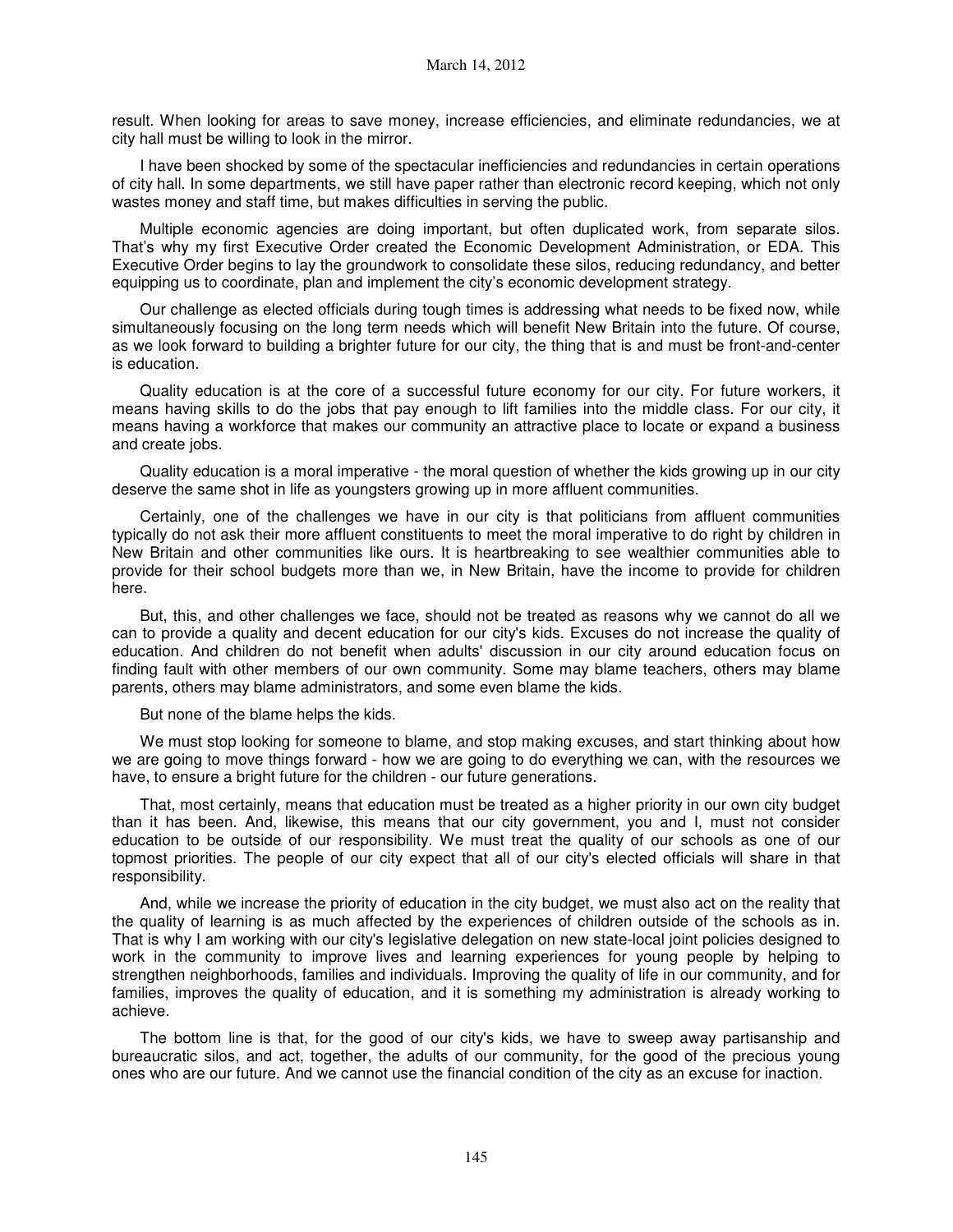result. When looking for areas to save money, increase efficiencies, and eliminate redundancies, we at city hall must be willing to look in the mirror.

I have been shocked by some of the spectacular inefficiencies and redundancies in certain operations of city hall. In some departments, we still have paper rather than electronic record keeping, which not only wastes money and staff time, but makes difficulties in serving the public.

Multiple economic agencies are doing important, but often duplicated work, from separate silos. That's why my first Executive Order created the Economic Development Administration, or EDA. This Executive Order begins to lay the groundwork to consolidate these silos, reducing redundancy, and better equipping us to coordinate, plan and implement the city's economic development strategy.

Our challenge as elected officials during tough times is addressing what needs to be fixed now, while simultaneously focusing on the long term needs which will benefit New Britain into the future. Of course, as we look forward to building a brighter future for our city, the thing that is and must be front-and-center is education.

Quality education is at the core of a successful future economy for our city. For future workers, it means having skills to do the jobs that pay enough to lift families into the middle class. For our city, it means having a workforce that makes our community an attractive place to locate or expand a business and create jobs.

Quality education is a moral imperative - the moral question of whether the kids growing up in our city deserve the same shot in life as youngsters growing up in more affluent communities.

Certainly, one of the challenges we have in our city is that politicians from affluent communities typically do not ask their more affluent constituents to meet the moral imperative to do right by children in New Britain and other communities like ours. It is heartbreaking to see wealthier communities able to provide for their school budgets more than we, in New Britain, have the income to provide for children here.

But, this, and other challenges we face, should not be treated as reasons why we cannot do all we can to provide a quality and decent education for our city's kids. Excuses do not increase the quality of education. And children do not benefit when adults' discussion in our city around education focus on finding fault with other members of our own community. Some may blame teachers, others may blame parents, others may blame administrators, and some even blame the kids.

But none of the blame helps the kids.

We must stop looking for someone to blame, and stop making excuses, and start thinking about how we are going to move things forward - how we are going to do everything we can, with the resources we have, to ensure a bright future for the children - our future generations.

That, most certainly, means that education must be treated as a higher priority in our own city budget than it has been. And, likewise, this means that our city government, you and I, must not consider education to be outside of our responsibility. We must treat the quality of our schools as one of our topmost priorities. The people of our city expect that all of our city's elected officials will share in that responsibility.

And, while we increase the priority of education in the city budget, we must also act on the reality that the quality of learning is as much affected by the experiences of children outside of the schools as in. That is why I am working with our city's legislative delegation on new state-local joint policies designed to work in the community to improve lives and learning experiences for young people by helping to strengthen neighborhoods, families and individuals. Improving the quality of life in our community, and for families, improves the quality of education, and it is something my administration is already working to achieve.

The bottom line is that, for the good of our city's kids, we have to sweep away partisanship and bureaucratic silos, and act, together, the adults of our community, for the good of the precious young ones who are our future. And we cannot use the financial condition of the city as an excuse for inaction.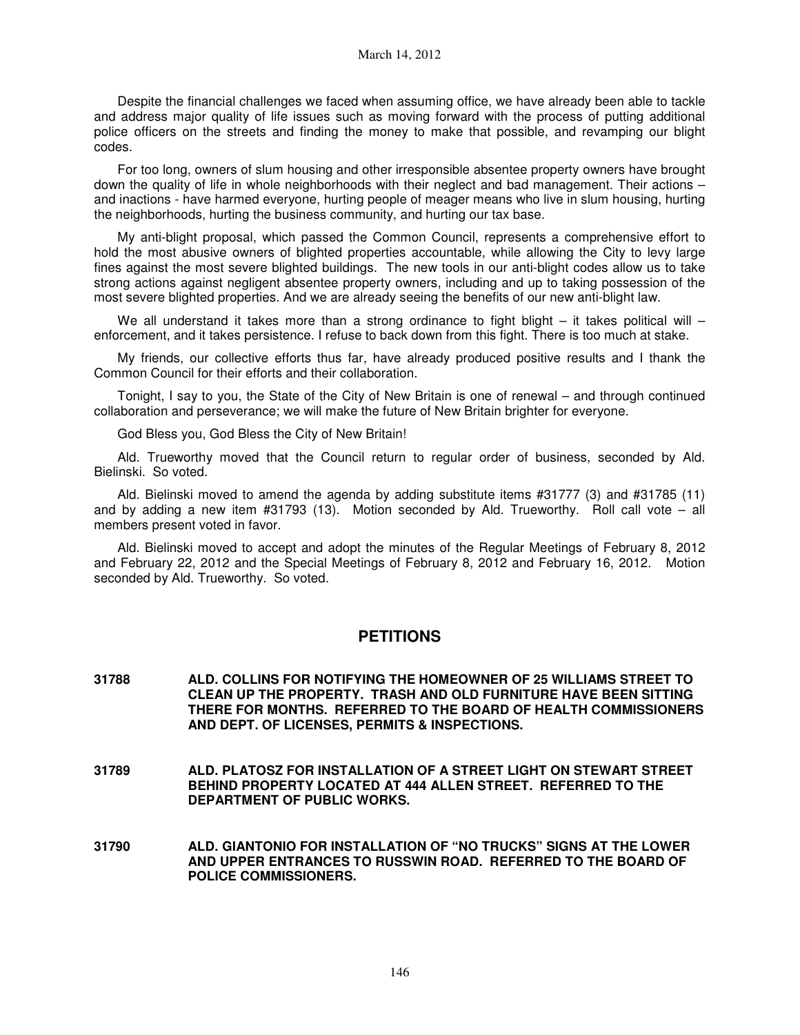Despite the financial challenges we faced when assuming office, we have already been able to tackle and address major quality of life issues such as moving forward with the process of putting additional police officers on the streets and finding the money to make that possible, and revamping our blight codes.

For too long, owners of slum housing and other irresponsible absentee property owners have brought down the quality of life in whole neighborhoods with their neglect and bad management. Their actions – and inactions - have harmed everyone, hurting people of meager means who live in slum housing, hurting the neighborhoods, hurting the business community, and hurting our tax base.

My anti-blight proposal, which passed the Common Council, represents a comprehensive effort to hold the most abusive owners of blighted properties accountable, while allowing the City to levy large fines against the most severe blighted buildings. The new tools in our anti-blight codes allow us to take strong actions against negligent absentee property owners, including and up to taking possession of the most severe blighted properties. And we are already seeing the benefits of our new anti-blight law.

We all understand it takes more than a strong ordinance to fight blight – it takes political will – enforcement, and it takes persistence. I refuse to back down from this fight. There is too much at stake.

My friends, our collective efforts thus far, have already produced positive results and I thank the Common Council for their efforts and their collaboration.

Tonight, I say to you, the State of the City of New Britain is one of renewal – and through continued collaboration and perseverance; we will make the future of New Britain brighter for everyone.

God Bless you, God Bless the City of New Britain!

Ald. Trueworthy moved that the Council return to regular order of business, seconded by Ald. Bielinski. So voted.

Ald. Bielinski moved to amend the agenda by adding substitute items #31777 (3) and #31785 (11) and by adding a new item #31793 (13). Motion seconded by Ald. Trueworthy. Roll call vote – all members present voted in favor.

Ald. Bielinski moved to accept and adopt the minutes of the Regular Meetings of February 8, 2012 and February 22, 2012 and the Special Meetings of February 8, 2012 and February 16, 2012. Motion seconded by Ald. Trueworthy. So voted.

## PETITIONS

**31788 ALD. COLLINS FOR NOTIFYING THE HOMEOWNER OF 25 WILLIAMS STREET TO CLEAN UP THE PROPERTY. TRASH AND OLD FURNITURE HAVE BEEN SITTING THERE FOR MONTHS. REFERRED TO THE BOARD OF HEALTH COMMISSIONERS AND DEPT. OF LICENSES, PERMITS & INSPECTIONS.**

**31789 ALD. PLATOSZ FOR INSTALLATION OF A STREET LIGHT ON STEWART STREET BEHIND PROPERTY LOCATED AT 444 ALLEN STREET. REFERRED TO THE DEPARTMENT OF PUBLIC WORKS.**

**31790 ALD. GIANTONIO FOR INSTALLATION OF "NO TRUCKS" SIGNS AT THE LOWER AND UPPER ENTRANCES TO RUSSWIN ROAD. REFERRED TO THE BOARD OF POLICE COMMISSIONERS.**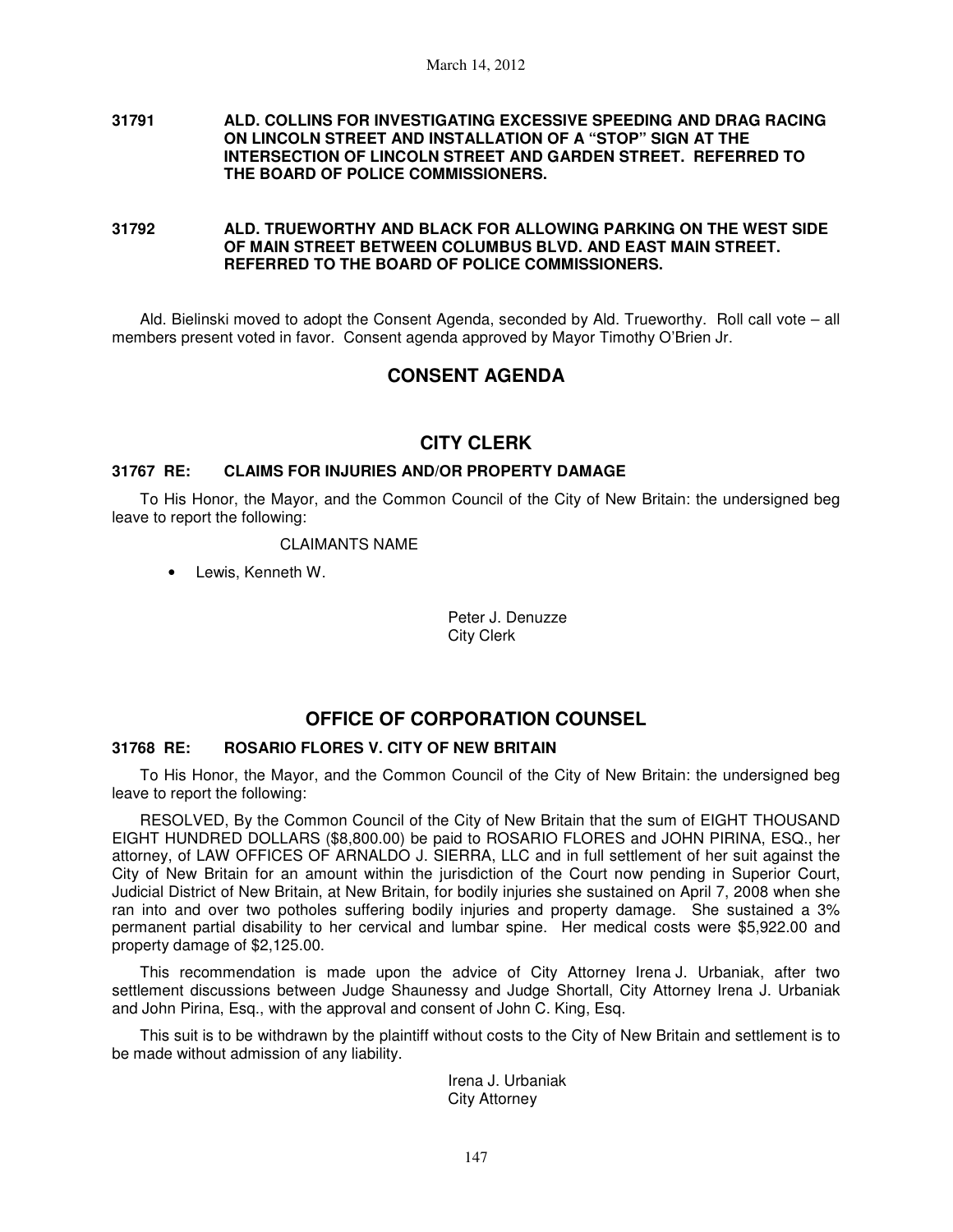**31791 ALD. COLLINS FOR INVESTIGATING EXCESSIVE SPEEDING AND DRAG RACING ON LINCOLN STREET AND INSTALLATION OF A "STOP" SIGN AT THE INTERSECTION OF LINCOLN STREET AND GARDEN STREET. REFERRED TO THE BOARD OF POLICE COMMISSIONERS.**

**31792 ALD. TRUEWORTHY AND BLACK FOR ALLOWING PARKING ON THE WEST SIDE OF MAIN STREET BETWEEN COLUMBUS BLVD. AND EAST MAIN STREET. REFERRED TO THE BOARD OF POLICE COMMISSIONERS.**

Ald. Bielinski moved to adopt the Consent Agenda, seconded by Ald. Trueworthy. Roll call vote – all members present voted in favor. Consent agenda approved by Mayor Timothy O'Brien Jr.

## CONSENT AGENDA

## CITY CLERK

### 31767 RE: CLAIMS FOR INJURIES AND/OR PROPERTY DAMAGE

To His Honor, the Mayor, and the Common Council of the City of New Britain: the undersigned beg leave to report the following:

CLAIMANTS NAME

- Lewis, Kenneth W.

Peter J. Denuzze
City Clerk

## OFFICE OF CORPORATION COUNSEL

### 31768 RE: ROSARIO FLORES V. CITY OF NEW BRITAIN

To His Honor, the Mayor, and the Common Council of the City of New Britain: the undersigned beg leave to report the following:

RESOLVED, By the Common Council of the City of New Britain that the sum of EIGHT THOUSAND EIGHT HUNDRED DOLLARS ($8,800.00) be paid to ROSARIO FLORES and JOHN PIRINA, ESQ., her attorney, of LAW OFFICES OF ARNALDO J. SIERRA, LLC and in full settlement of her suit against the City of New Britain for an amount within the jurisdiction of the Court now pending in Superior Court, Judicial District of New Britain, at New Britain, for bodily injuries she sustained on April 7, 2008 when she ran into and over two potholes suffering bodily injuries and property damage. She sustained a 3% permanent partial disability to her cervical and lumbar spine. Her medical costs were $5,922.00 and property damage of $2,125.00.

This recommendation is made upon the advice of City Attorney Irena J. Urbaniak, after two settlement discussions between Judge Shaunessy and Judge Shortall, City Attorney Irena J. Urbaniak and John Pirina, Esq., with the approval and consent of John C. King, Esq.

This suit is to be withdrawn by the plaintiff without costs to the City of New Britain and settlement is to be made without admission of any liability.

Irena J. Urbaniak
City Attorney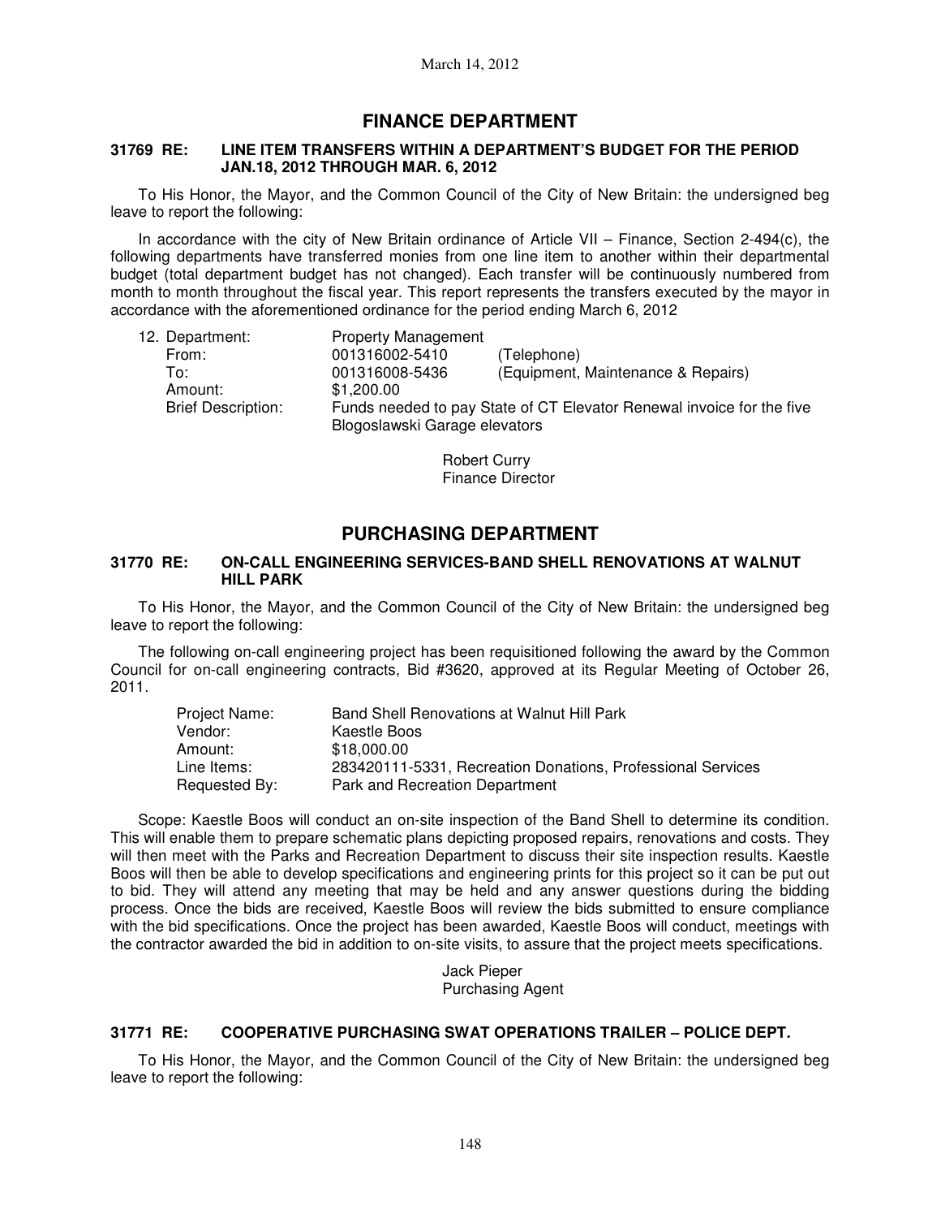March 14, 2012

## FINANCE DEPARTMENT

### 31769 RE: LINE ITEM TRANSFERS WITHIN A DEPARTMENT'S BUDGET FOR THE PERIOD JAN.18, 2012 THROUGH MAR. 6, 2012

To His Honor, the Mayor, and the Common Council of the City of New Britain: the undersigned beg leave to report the following:

In accordance with the city of New Britain ordinance of Article VII – Finance, Section 2-494(c), the following departments have transferred monies from one line item to another within their departmental budget (total department budget has not changed). Each transfer will be continuously numbered from month to month throughout the fiscal year. This report represents the transfers executed by the mayor in accordance with the aforementioned ordinance for the period ending March 6, 2012

12. Department: Property Management
    From: 001316002-5410 (Telephone)
    To: 001316008-5436 (Equipment, Maintenance & Repairs)
    Amount: $1,200.00
    Brief Description: Funds needed to pay State of CT Elevator Renewal invoice for the five Blogoslawski Garage elevators

Robert Curry
Finance Director

## PURCHASING DEPARTMENT

### 31770 RE: ON-CALL ENGINEERING SERVICES-BAND SHELL RENOVATIONS AT WALNUT HILL PARK

To His Honor, the Mayor, and the Common Council of the City of New Britain: the undersigned beg leave to report the following:

The following on-call engineering project has been requisitioned following the award by the Common Council for on-call engineering contracts, Bid #3620, approved at its Regular Meeting of October 26, 2011.

Project Name: Band Shell Renovations at Walnut Hill Park
Vendor: Kaestle Boos
Amount: $18,000.00
Line Items: 283420111-5331, Recreation Donations, Professional Services
Requested By: Park and Recreation Department

Scope: Kaestle Boos will conduct an on-site inspection of the Band Shell to determine its condition. This will enable them to prepare schematic plans depicting proposed repairs, renovations and costs. They will then meet with the Parks and Recreation Department to discuss their site inspection results. Kaestle Boos will then be able to develop specifications and engineering prints for this project so it can be put out to bid. They will attend any meeting that may be held and any answer questions during the bidding process. Once the bids are received, Kaestle Boos will review the bids submitted to ensure compliance with the bid specifications. Once the project has been awarded, Kaestle Boos will conduct, meetings with the contractor awarded the bid in addition to on-site visits, to assure that the project meets specifications.

Jack Pieper
Purchasing Agent

### 31771 RE: COOPERATIVE PURCHASING SWAT OPERATIONS TRAILER – POLICE DEPT.

To His Honor, the Mayor, and the Common Council of the City of New Britain: the undersigned beg leave to report the following: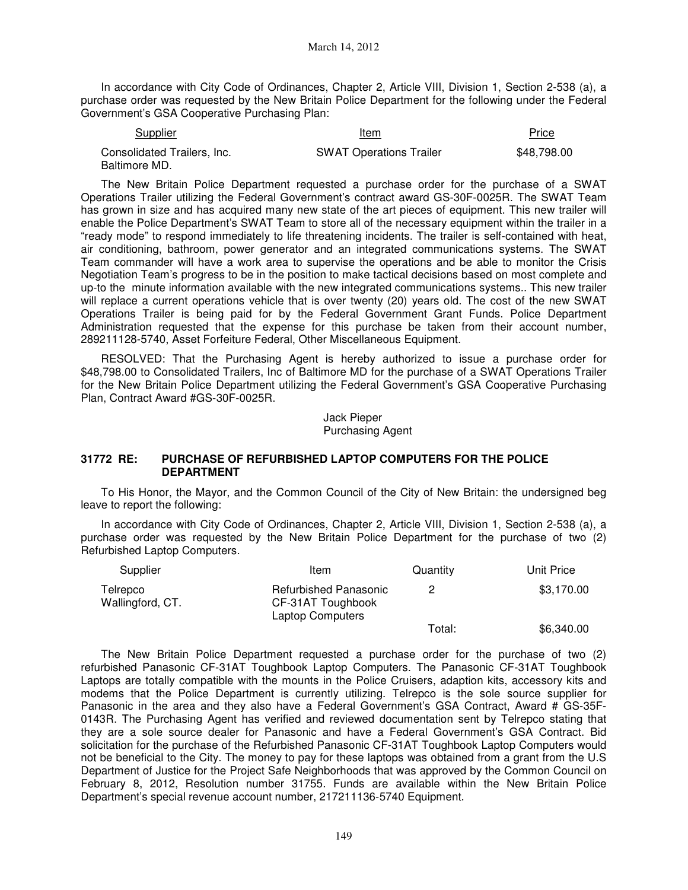In accordance with City Code of Ordinances, Chapter 2, Article VIII, Division 1, Section 2-538 (a), a purchase order was requested by the New Britain Police Department for the following under the Federal Government's GSA Cooperative Purchasing Plan:

| Supplier | Item | Price |
|---|---|---|
| Consolidated Trailers, Inc. Baltimore MD. | SWAT Operations Trailer | $48,798.00 |

The New Britain Police Department requested a purchase order for the purchase of a SWAT Operations Trailer utilizing the Federal Government's contract award GS-30F-0025R. The SWAT Team has grown in size and has acquired many new state of the art pieces of equipment. This new trailer will enable the Police Department's SWAT Team to store all of the necessary equipment within the trailer in a "ready mode" to respond immediately to life threatening incidents. The trailer is self-contained with heat, air conditioning, bathroom, power generator and an integrated communications systems. The SWAT Team commander will have a work area to supervise the operations and be able to monitor the Crisis Negotiation Team's progress to be in the position to make tactical decisions based on most complete and up-to the minute information available with the new integrated communications systems.. This new trailer will replace a current operations vehicle that is over twenty (20) years old. The cost of the new SWAT Operations Trailer is being paid for by the Federal Government Grant Funds. Police Department Administration requested that the expense for this purchase be taken from their account number, 289211128-5740, Asset Forfeiture Federal, Other Miscellaneous Equipment.

RESOLVED: That the Purchasing Agent is hereby authorized to issue a purchase order for $48,798.00 to Consolidated Trailers, Inc of Baltimore MD for the purchase of a SWAT Operations Trailer for the New Britain Police Department utilizing the Federal Government's GSA Cooperative Purchasing Plan, Contract Award #GS-30F-0025R.

Jack Pieper
Purchasing Agent

### 31772 RE: PURCHASE OF REFURBISHED LAPTOP COMPUTERS FOR THE POLICE DEPARTMENT

To His Honor, the Mayor, and the Common Council of the City of New Britain: the undersigned beg leave to report the following:

In accordance with City Code of Ordinances, Chapter 2, Article VIII, Division 1, Section 2-538 (a), a purchase order was requested by the New Britain Police Department for the purchase of two (2) Refurbished Laptop Computers.

| Supplier | Item | Quantity | Unit Price |
|---|---|---|---|
| Telrepco Wallingford, CT. | Refurbished Panasonic CF-31AT Toughbook Laptop Computers | 2 | $3,170.00 |
| | | Total: | $6,340.00 |

The New Britain Police Department requested a purchase order for the purchase of two (2) refurbished Panasonic CF-31AT Toughbook Laptop Computers. The Panasonic CF-31AT Toughbook Laptops are totally compatible with the mounts in the Police Cruisers, adaption kits, accessory kits and modems that the Police Department is currently utilizing. Telrepco is the sole source supplier for Panasonic in the area and they also have a Federal Government's GSA Contract, Award # GS-35F-0143R. The Purchasing Agent has verified and reviewed documentation sent by Telrepco stating that they are a sole source dealer for Panasonic and have a Federal Government's GSA Contract. Bid solicitation for the purchase of the Refurbished Panasonic CF-31AT Toughbook Laptop Computers would not be beneficial to the City. The money to pay for these laptops was obtained from a grant from the U.S Department of Justice for the Project Safe Neighborhoods that was approved by the Common Council on February 8, 2012, Resolution number 31755. Funds are available within the New Britain Police Department's special revenue account number, 217211136-5740 Equipment.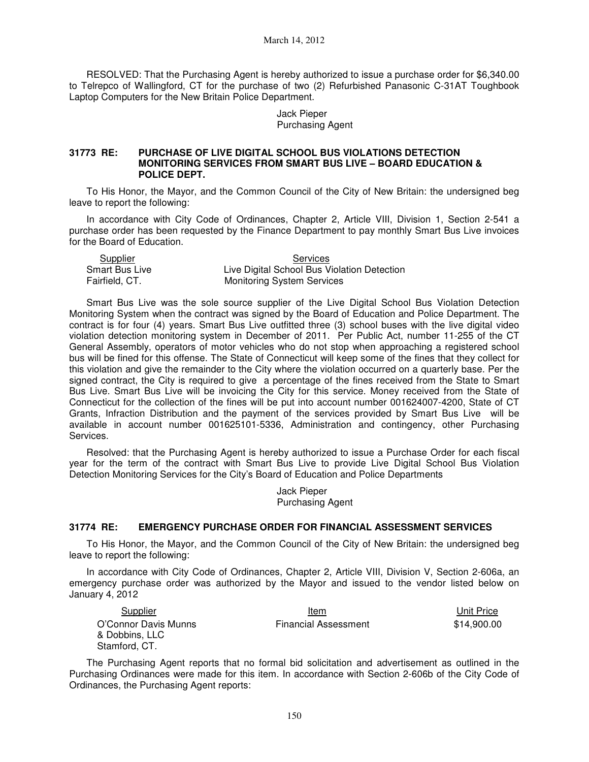RESOLVED: That the Purchasing Agent is hereby authorized to issue a purchase order for $6,340.00 to Telrepco of Wallingford, CT for the purchase of two (2) Refurbished Panasonic C-31AT Toughbook Laptop Computers for the New Britain Police Department.

Jack Pieper
Purchasing Agent

**31773 RE: PURCHASE OF LIVE DIGITAL SCHOOL BUS VIOLATIONS DETECTION MONITORING SERVICES FROM SMART BUS LIVE – BOARD EDUCATION & POLICE DEPT.**

To His Honor, the Mayor, and the Common Council of the City of New Britain: the undersigned beg leave to report the following:

In accordance with City Code of Ordinances, Chapter 2, Article VIII, Division 1, Section 2-541 a purchase order has been requested by the Finance Department to pay monthly Smart Bus Live invoices for the Board of Education.

| Supplier | Services |
|---|---|
| Smart Bus Live<br>Fairfield, CT. | Live Digital School Bus Violation Detection<br>Monitoring System Services |

Smart Bus Live was the sole source supplier of the Live Digital School Bus Violation Detection Monitoring System when the contract was signed by the Board of Education and Police Department. The contract is for four (4) years. Smart Bus Live outfitted three (3) school buses with the live digital video violation detection monitoring system in December of 2011. Per Public Act, number 11-255 of the CT General Assembly, operators of motor vehicles who do not stop when approaching a registered school bus will be fined for this offense. The State of Connecticut will keep some of the fines that they collect for this violation and give the remainder to the City where the violation occurred on a quarterly base. Per the signed contract, the City is required to give a percentage of the fines received from the State to Smart Bus Live. Smart Bus Live will be invoicing the City for this service. Money received from the State of Connecticut for the collection of the fines will be put into account number 001624007-4200, State of CT Grants, Infraction Distribution and the payment of the services provided by Smart Bus Live will be available in account number 001625101-5336, Administration and contingency, other Purchasing Services.

Resolved: that the Purchasing Agent is hereby authorized to issue a Purchase Order for each fiscal year for the term of the contract with Smart Bus Live to provide Live Digital School Bus Violation Detection Monitoring Services for the City's Board of Education and Police Departments

Jack Pieper
Purchasing Agent

**31774 RE: EMERGENCY PURCHASE ORDER FOR FINANCIAL ASSESSMENT SERVICES**

To His Honor, the Mayor, and the Common Council of the City of New Britain: the undersigned beg leave to report the following:

In accordance with City Code of Ordinances, Chapter 2, Article VIII, Division V, Section 2-606a, an emergency purchase order was authorized by the Mayor and issued to the vendor listed below on January 4, 2012

| Supplier | Item | Unit Price |
|---|---|---|
| O'Connor Davis Munns<br>& Dobbins, LLC<br>Stamford, CT. | Financial Assessment | $14,900.00 |

The Purchasing Agent reports that no formal bid solicitation and advertisement as outlined in the Purchasing Ordinances were made for this item. In accordance with Section 2-606b of the City Code of Ordinances, the Purchasing Agent reports: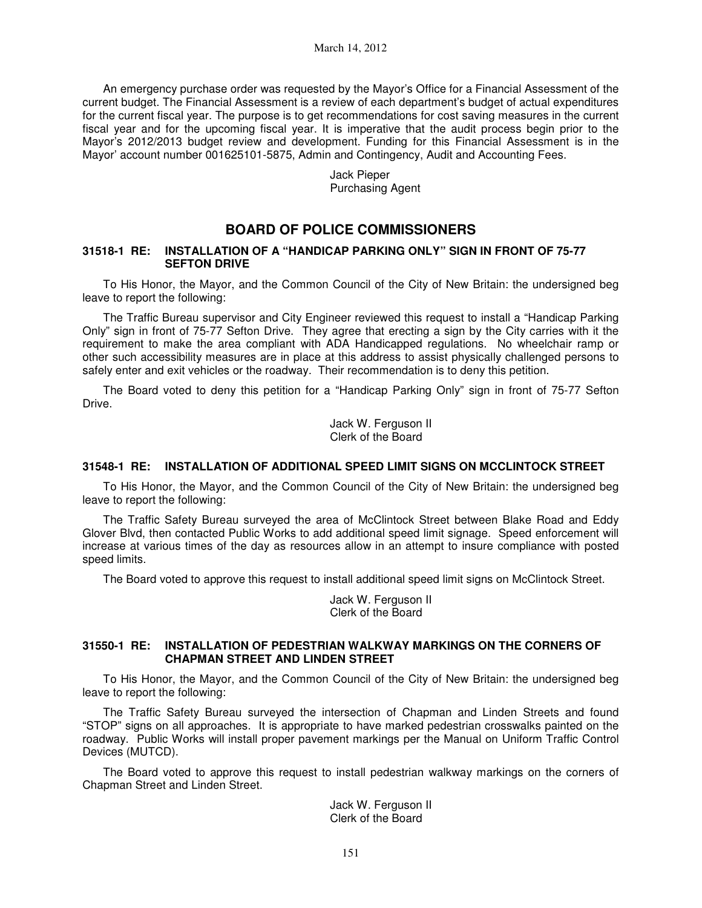An emergency purchase order was requested by the Mayor's Office for a Financial Assessment of the current budget. The Financial Assessment is a review of each department's budget of actual expenditures for the current fiscal year. The purpose is to get recommendations for cost saving measures in the current fiscal year and for the upcoming fiscal year. It is imperative that the audit process begin prior to the Mayor's 2012/2013 budget review and development. Funding for this Financial Assessment is in the Mayor' account number 001625101-5875, Admin and Contingency, Audit and Accounting Fees.

Jack Pieper
Purchasing Agent

## BOARD OF POLICE COMMISSIONERS

### 31518-1 RE: INSTALLATION OF A "HANDICAP PARKING ONLY" SIGN IN FRONT OF 75-77 SEFTON DRIVE

To His Honor, the Mayor, and the Common Council of the City of New Britain: the undersigned beg leave to report the following:

The Traffic Bureau supervisor and City Engineer reviewed this request to install a "Handicap Parking Only" sign in front of 75-77 Sefton Drive. They agree that erecting a sign by the City carries with it the requirement to make the area compliant with ADA Handicapped regulations. No wheelchair ramp or other such accessibility measures are in place at this address to assist physically challenged persons to safely enter and exit vehicles or the roadway. Their recommendation is to deny this petition.

The Board voted to deny this petition for a "Handicap Parking Only" sign in front of 75-77 Sefton Drive.

Jack W. Ferguson II
Clerk of the Board

### 31548-1 RE: INSTALLATION OF ADDITIONAL SPEED LIMIT SIGNS ON MCCLINTOCK STREET

To His Honor, the Mayor, and the Common Council of the City of New Britain: the undersigned beg leave to report the following:

The Traffic Safety Bureau surveyed the area of McClintock Street between Blake Road and Eddy Glover Blvd, then contacted Public Works to add additional speed limit signage. Speed enforcement will increase at various times of the day as resources allow in an attempt to insure compliance with posted speed limits.

The Board voted to approve this request to install additional speed limit signs on McClintock Street.

Jack W. Ferguson II
Clerk of the Board

### 31550-1 RE: INSTALLATION OF PEDESTRIAN WALKWAY MARKINGS ON THE CORNERS OF CHAPMAN STREET AND LINDEN STREET

To His Honor, the Mayor, and the Common Council of the City of New Britain: the undersigned beg leave to report the following:

The Traffic Safety Bureau surveyed the intersection of Chapman and Linden Streets and found "STOP" signs on all approaches. It is appropriate to have marked pedestrian crosswalks painted on the roadway. Public Works will install proper pavement markings per the Manual on Uniform Traffic Control Devices (MUTCD).

The Board voted to approve this request to install pedestrian walkway markings on the corners of Chapman Street and Linden Street.

Jack W. Ferguson II
Clerk of the Board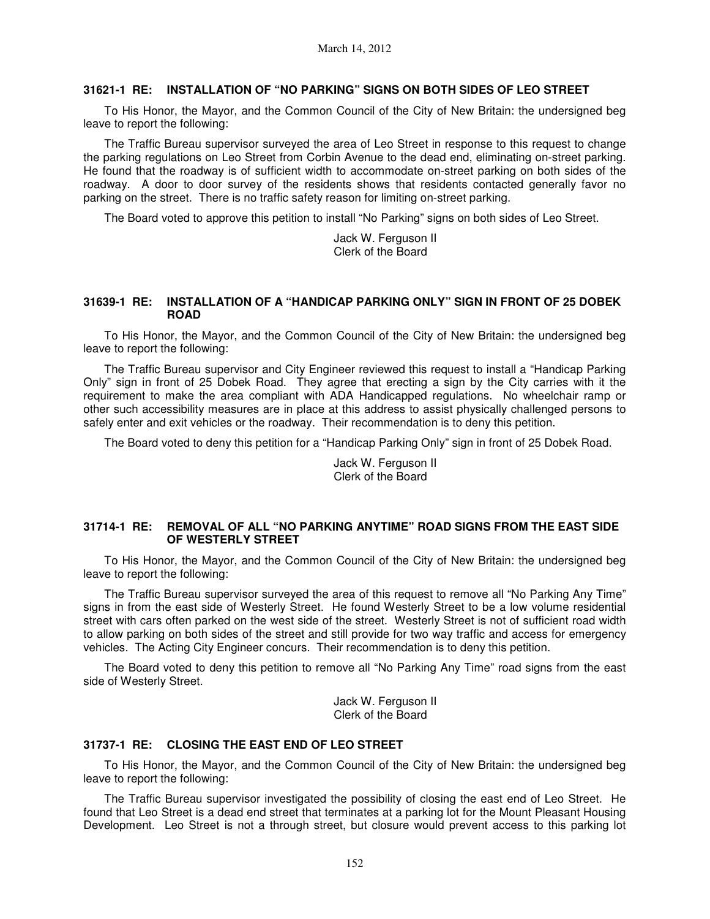March 14, 2012

### 31621-1 RE: INSTALLATION OF "NO PARKING" SIGNS ON BOTH SIDES OF LEO STREET

To His Honor, the Mayor, and the Common Council of the City of New Britain: the undersigned beg leave to report the following:

The Traffic Bureau supervisor surveyed the area of Leo Street in response to this request to change the parking regulations on Leo Street from Corbin Avenue to the dead end, eliminating on-street parking. He found that the roadway is of sufficient width to accommodate on-street parking on both sides of the roadway. A door to door survey of the residents shows that residents contacted generally favor no parking on the street. There is no traffic safety reason for limiting on-street parking.

The Board voted to approve this petition to install "No Parking" signs on both sides of Leo Street.

Jack W. Ferguson II
Clerk of the Board

### 31639-1 RE: INSTALLATION OF A "HANDICAP PARKING ONLY" SIGN IN FRONT OF 25 DOBEK ROAD

To His Honor, the Mayor, and the Common Council of the City of New Britain: the undersigned beg leave to report the following:

The Traffic Bureau supervisor and City Engineer reviewed this request to install a "Handicap Parking Only" sign in front of 25 Dobek Road. They agree that erecting a sign by the City carries with it the requirement to make the area compliant with ADA Handicapped regulations. No wheelchair ramp or other such accessibility measures are in place at this address to assist physically challenged persons to safely enter and exit vehicles or the roadway. Their recommendation is to deny this petition.

The Board voted to deny this petition for a "Handicap Parking Only" sign in front of 25 Dobek Road.

Jack W. Ferguson II
Clerk of the Board

### 31714-1 RE: REMOVAL OF ALL "NO PARKING ANYTIME" ROAD SIGNS FROM THE EAST SIDE OF WESTERLY STREET

To His Honor, the Mayor, and the Common Council of the City of New Britain: the undersigned beg leave to report the following:

The Traffic Bureau supervisor surveyed the area of this request to remove all "No Parking Any Time" signs in from the east side of Westerly Street. He found Westerly Street to be a low volume residential street with cars often parked on the west side of the street. Westerly Street is not of sufficient road width to allow parking on both sides of the street and still provide for two way traffic and access for emergency vehicles. The Acting City Engineer concurs. Their recommendation is to deny this petition.

The Board voted to deny this petition to remove all "No Parking Any Time" road signs from the east side of Westerly Street.

Jack W. Ferguson II
Clerk of the Board

### 31737-1 RE: CLOSING THE EAST END OF LEO STREET

To His Honor, the Mayor, and the Common Council of the City of New Britain: the undersigned beg leave to report the following:

The Traffic Bureau supervisor investigated the possibility of closing the east end of Leo Street. He found that Leo Street is a dead end street that terminates at a parking lot for the Mount Pleasant Housing Development. Leo Street is not a through street, but closure would prevent access to this parking lot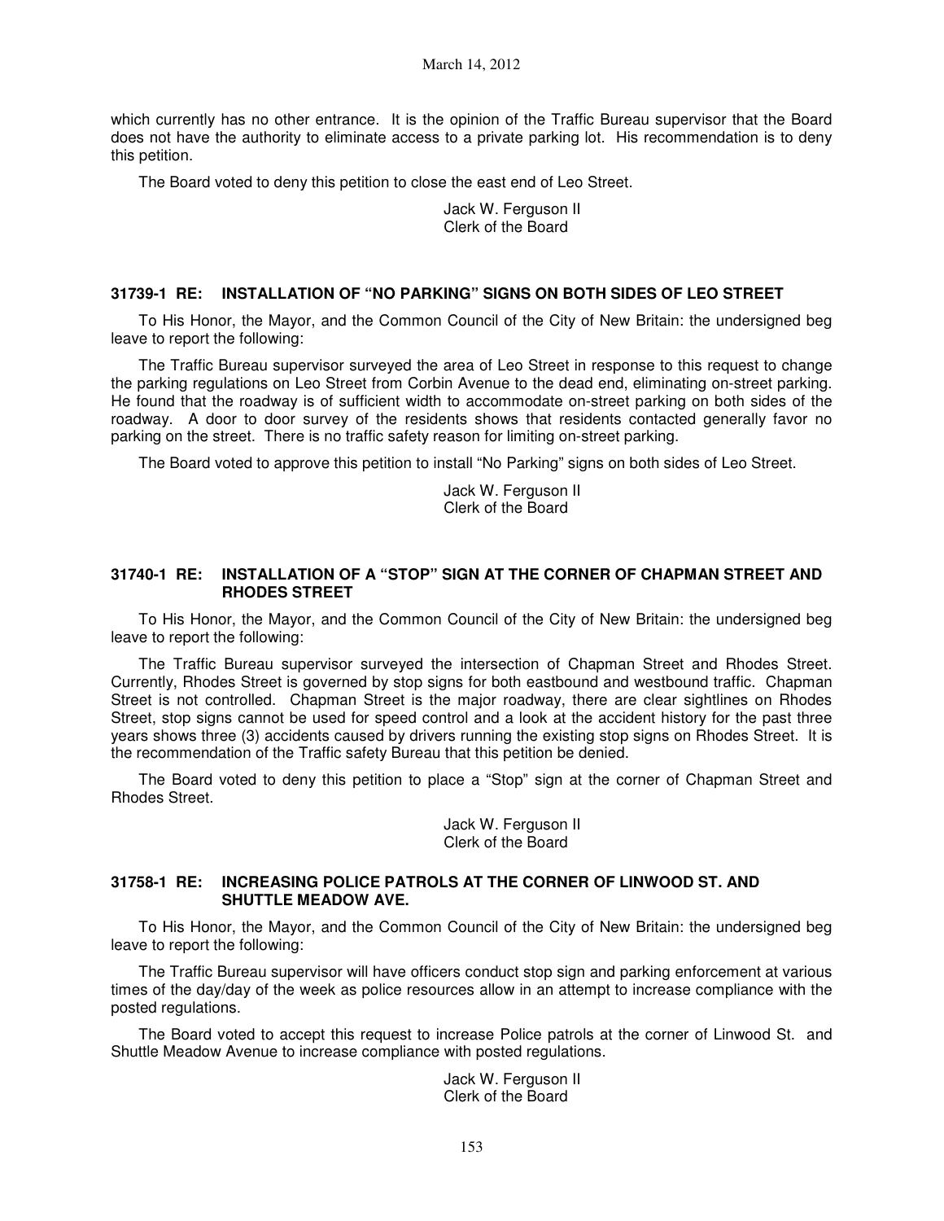which currently has no other entrance. It is the opinion of the Traffic Bureau supervisor that the Board does not have the authority to eliminate access to a private parking lot. His recommendation is to deny this petition.

The Board voted to deny this petition to close the east end of Leo Street.

Jack W. Ferguson II
Clerk of the Board

**31739-1 RE: INSTALLATION OF "NO PARKING" SIGNS ON BOTH SIDES OF LEO STREET**

To His Honor, the Mayor, and the Common Council of the City of New Britain: the undersigned beg leave to report the following:

The Traffic Bureau supervisor surveyed the area of Leo Street in response to this request to change the parking regulations on Leo Street from Corbin Avenue to the dead end, eliminating on-street parking. He found that the roadway is of sufficient width to accommodate on-street parking on both sides of the roadway. A door to door survey of the residents shows that residents contacted generally favor no parking on the street. There is no traffic safety reason for limiting on-street parking.

The Board voted to approve this petition to install "No Parking" signs on both sides of Leo Street.

Jack W. Ferguson II
Clerk of the Board

**31740-1 RE: INSTALLATION OF A "STOP" SIGN AT THE CORNER OF CHAPMAN STREET AND RHODES STREET**

To His Honor, the Mayor, and the Common Council of the City of New Britain: the undersigned beg leave to report the following:

The Traffic Bureau supervisor surveyed the intersection of Chapman Street and Rhodes Street. Currently, Rhodes Street is governed by stop signs for both eastbound and westbound traffic. Chapman Street is not controlled. Chapman Street is the major roadway, there are clear sightlines on Rhodes Street, stop signs cannot be used for speed control and a look at the accident history for the past three years shows three (3) accidents caused by drivers running the existing stop signs on Rhodes Street. It is the recommendation of the Traffic safety Bureau that this petition be denied.

The Board voted to deny this petition to place a "Stop" sign at the corner of Chapman Street and Rhodes Street.

Jack W. Ferguson II
Clerk of the Board

**31758-1 RE: INCREASING POLICE PATROLS AT THE CORNER OF LINWOOD ST. AND SHUTTLE MEADOW AVE.**

To His Honor, the Mayor, and the Common Council of the City of New Britain: the undersigned beg leave to report the following:

The Traffic Bureau supervisor will have officers conduct stop sign and parking enforcement at various times of the day/day of the week as police resources allow in an attempt to increase compliance with the posted regulations.

The Board voted to accept this request to increase Police patrols at the corner of Linwood St. and Shuttle Meadow Avenue to increase compliance with posted regulations.

Jack W. Ferguson II
Clerk of the Board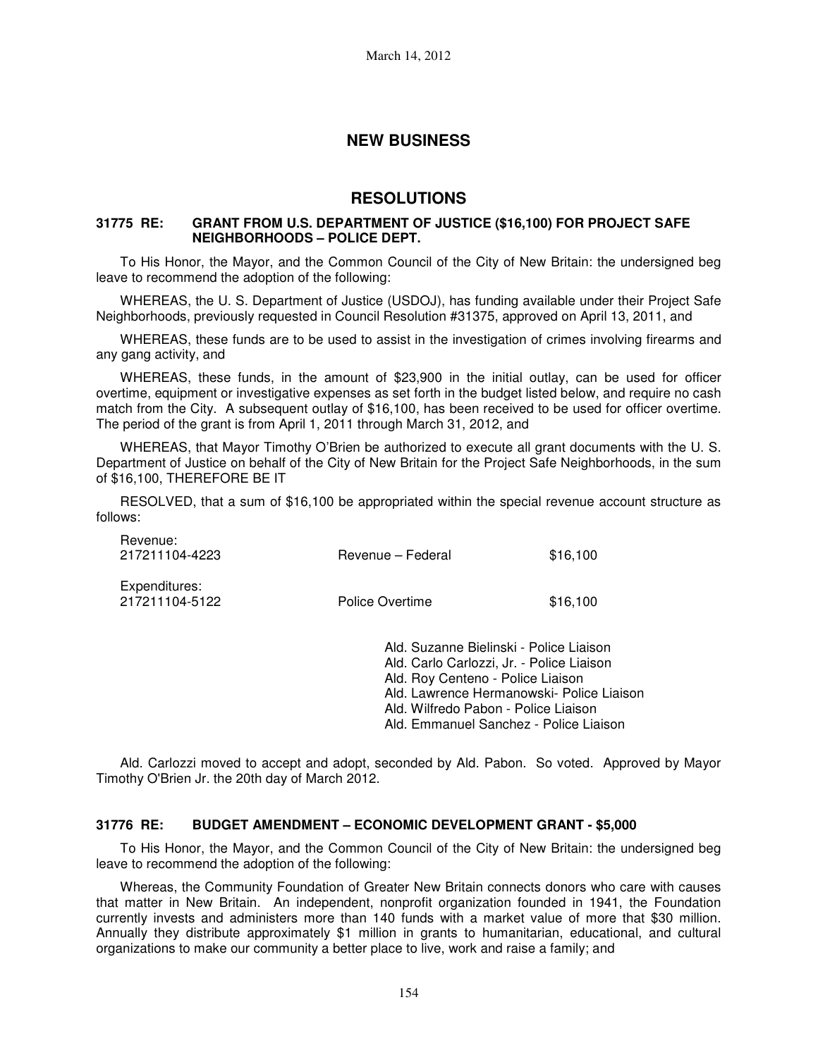March 14, 2012

## NEW BUSINESS

## RESOLUTIONS

### 31775 RE: GRANT FROM U.S. DEPARTMENT OF JUSTICE ($16,100) FOR PROJECT SAFE NEIGHBORHOODS – POLICE DEPT.

To His Honor, the Mayor, and the Common Council of the City of New Britain: the undersigned beg leave to recommend the adoption of the following:

WHEREAS, the U. S. Department of Justice (USDOJ), has funding available under their Project Safe Neighborhoods, previously requested in Council Resolution #31375, approved on April 13, 2011, and

WHEREAS, these funds are to be used to assist in the investigation of crimes involving firearms and any gang activity, and

WHEREAS, these funds, in the amount of $23,900 in the initial outlay, can be used for officer overtime, equipment or investigative expenses as set forth in the budget listed below, and require no cash match from the City. A subsequent outlay of $16,100, has been received to be used for officer overtime. The period of the grant is from April 1, 2011 through March 31, 2012, and

WHEREAS, that Mayor Timothy O'Brien be authorized to execute all grant documents with the U. S. Department of Justice on behalf of the City of New Britain for the Project Safe Neighborhoods, in the sum of $16,100, THEREFORE BE IT

RESOLVED, that a sum of $16,100 be appropriated within the special revenue account structure as follows:

| | | |
|---|---|---|
| Revenue: | | |
| 217211104-4223 | Revenue – Federal | $16,100 |
| Expenditures: | | |
| 217211104-5122 | Police Overtime | $16,100 |

Ald. Suzanne Bielinski - Police Liaison
Ald. Carlo Carlozzi, Jr. - Police Liaison
Ald. Roy Centeno - Police Liaison
Ald. Lawrence Hermanowski- Police Liaison
Ald. Wilfredo Pabon - Police Liaison
Ald. Emmanuel Sanchez - Police Liaison

Ald. Carlozzi moved to accept and adopt, seconded by Ald. Pabon. So voted. Approved by Mayor Timothy O'Brien Jr. the 20th day of March 2012.

### 31776 RE: BUDGET AMENDMENT – ECONOMIC DEVELOPMENT GRANT - $5,000

To His Honor, the Mayor, and the Common Council of the City of New Britain: the undersigned beg leave to recommend the adoption of the following:

Whereas, the Community Foundation of Greater New Britain connects donors who care with causes that matter in New Britain. An independent, nonprofit organization founded in 1941, the Foundation currently invests and administers more than 140 funds with a market value of more that $30 million. Annually they distribute approximately $1 million in grants to humanitarian, educational, and cultural organizations to make our community a better place to live, work and raise a family; and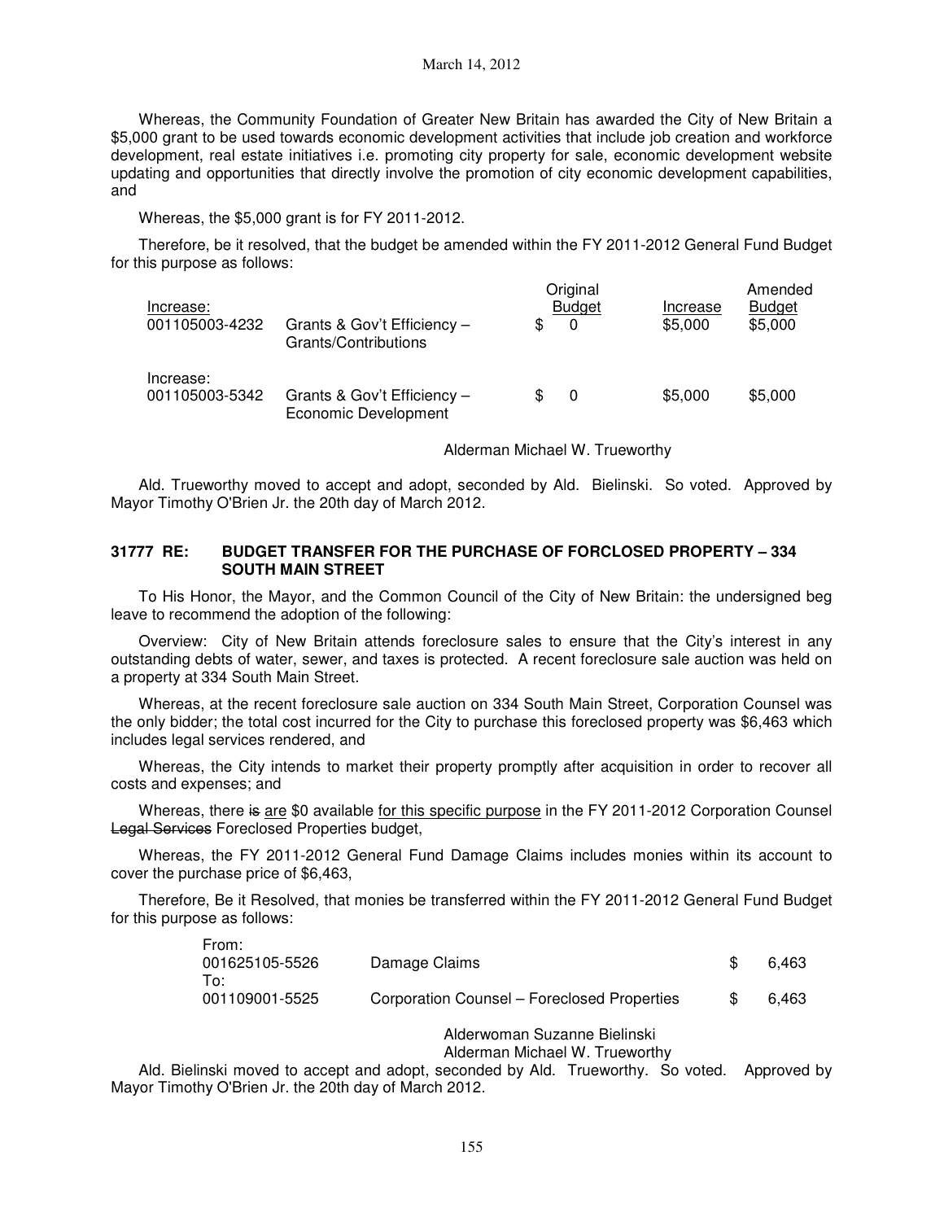Whereas, the Community Foundation of Greater New Britain has awarded the City of New Britain a $5,000 grant to be used towards economic development activities that include job creation and workforce development, real estate initiatives i.e. promoting city property for sale, economic development website updating and opportunities that directly involve the promotion of city economic development capabilities, and

Whereas, the $5,000 grant is for FY 2011-2012.

Therefore, be it resolved, that the budget be amended within the FY 2011-2012 General Fund Budget for this purpose as follows:

| | | Original Budget | Increase | Amended Budget |
|---|---|---|---|---|
| Increase: 001105003-4232 | Grants & Gov't Efficiency – Grants/Contributions | $ 0 | $5,000 | $5,000 |
| Increase: 001105003-5342 | Grants & Gov't Efficiency – Economic Development | $ 0 | $5,000 | $5,000 |

Alderman Michael W. Trueworthy

Ald. Trueworthy moved to accept and adopt, seconded by Ald. Bielinski. So voted. Approved by Mayor Timothy O'Brien Jr. the 20th day of March 2012.

### 31777 RE: BUDGET TRANSFER FOR THE PURCHASE OF FORCLOSED PROPERTY – 334 SOUTH MAIN STREET

To His Honor, the Mayor, and the Common Council of the City of New Britain: the undersigned beg leave to recommend the adoption of the following:

Overview: City of New Britain attends foreclosure sales to ensure that the City's interest in any outstanding debts of water, sewer, and taxes is protected. A recent foreclosure sale auction was held on a property at 334 South Main Street.

Whereas, at the recent foreclosure sale auction on 334 South Main Street, Corporation Counsel was the only bidder; the total cost incurred for the City to purchase this foreclosed property was $6,463 which includes legal services rendered, and

Whereas, the City intends to market their property promptly after acquisition in order to recover all costs and expenses; and

Whereas, there ~~is~~ <u>are</u> $0 available <u>for this specific purpose</u> in the FY 2011-2012 Corporation Counsel ~~Legal Services~~ Foreclosed Properties budget,

Whereas, the FY 2011-2012 General Fund Damage Claims includes monies within its account to cover the purchase price of $6,463,

Therefore, Be it Resolved, that monies be transferred within the FY 2011-2012 General Fund Budget for this purpose as follows:

| | | |
|---|---|---|
| From: 001625105-5526 | Damage Claims | $ 6,463 |
| To: 001109001-5525 | Corporation Counsel – Foreclosed Properties | $ 6,463 |

Alderwoman Suzanne Bielinski
Alderman Michael W. Trueworthy

Ald. Bielinski moved to accept and adopt, seconded by Ald. Trueworthy. So voted. Approved by Mayor Timothy O'Brien Jr. the 20th day of March 2012.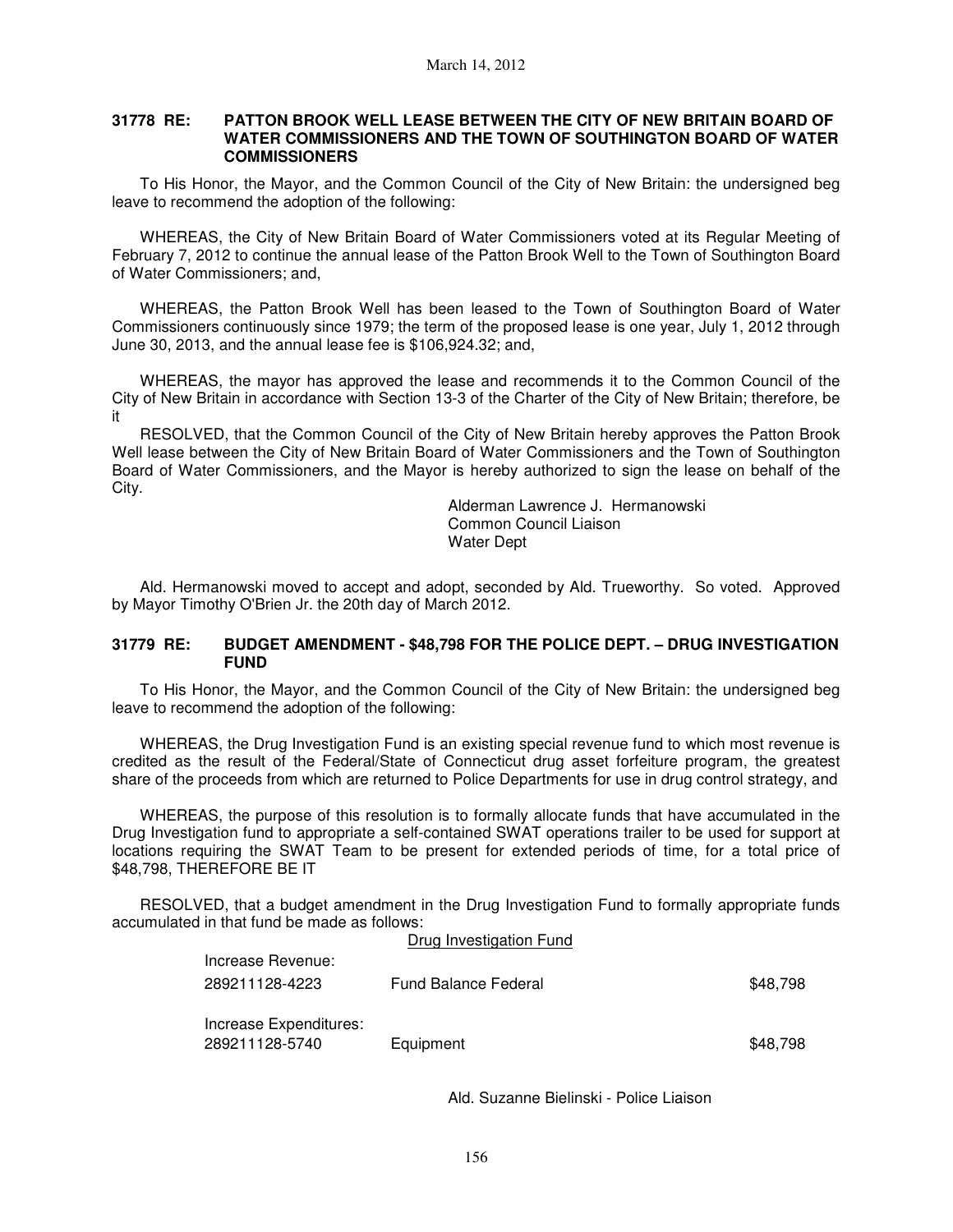### 31778 RE: PATTON BROOK WELL LEASE BETWEEN THE CITY OF NEW BRITAIN BOARD OF WATER COMMISSIONERS AND THE TOWN OF SOUTHINGTON BOARD OF WATER COMMISSIONERS

To His Honor, the Mayor, and the Common Council of the City of New Britain: the undersigned beg leave to recommend the adoption of the following:

WHEREAS, the City of New Britain Board of Water Commissioners voted at its Regular Meeting of February 7, 2012 to continue the annual lease of the Patton Brook Well to the Town of Southington Board of Water Commissioners; and,

WHEREAS, the Patton Brook Well has been leased to the Town of Southington Board of Water Commissioners continuously since 1979; the term of the proposed lease is one year, July 1, 2012 through June 30, 2013, and the annual lease fee is $106,924.32; and,

WHEREAS, the mayor has approved the lease and recommends it to the Common Council of the City of New Britain in accordance with Section 13-3 of the Charter of the City of New Britain; therefore, be it

RESOLVED, that the Common Council of the City of New Britain hereby approves the Patton Brook Well lease between the City of New Britain Board of Water Commissioners and the Town of Southington Board of Water Commissioners, and the Mayor is hereby authorized to sign the lease on behalf of the City.

Alderman Lawrence J. Hermanowski
Common Council Liaison
Water Dept

Ald. Hermanowski moved to accept and adopt, seconded by Ald. Trueworthy. So voted. Approved by Mayor Timothy O'Brien Jr. the 20th day of March 2012.

### 31779 RE: BUDGET AMENDMENT - $48,798 FOR THE POLICE DEPT. – DRUG INVESTIGATION FUND

To His Honor, the Mayor, and the Common Council of the City of New Britain: the undersigned beg leave to recommend the adoption of the following:

WHEREAS, the Drug Investigation Fund is an existing special revenue fund to which most revenue is credited as the result of the Federal/State of Connecticut drug asset forfeiture program, the greatest share of the proceeds from which are returned to Police Departments for use in drug control strategy, and

WHEREAS, the purpose of this resolution is to formally allocate funds that have accumulated in the Drug Investigation fund to appropriate a self-contained SWAT operations trailer to be used for support at locations requiring the SWAT Team to be present for extended periods of time, for a total price of $48,798, THEREFORE BE IT

RESOLVED, that a budget amendment in the Drug Investigation Fund to formally appropriate funds accumulated in that fund be made as follows:

| | Drug Investigation Fund | |
|---|---|---|
| Increase Revenue: | | |
| 289211128-4223 | Fund Balance Federal | $48,798 |
| Increase Expenditures: | | |
| 289211128-5740 | Equipment | $48,798 |

Ald. Suzanne Bielinski - Police Liaison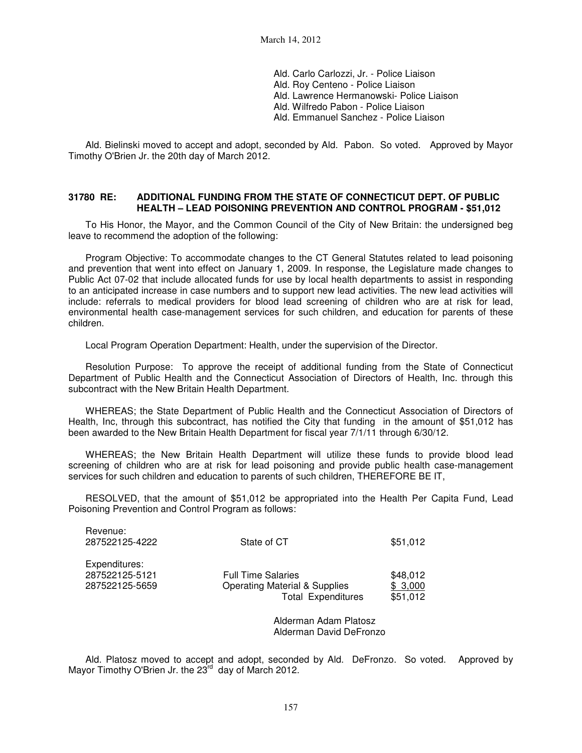Ald. Carlo Carlozzi, Jr. - Police Liaison
Ald. Roy Centeno - Police Liaison
Ald. Lawrence Hermanowski- Police Liaison
Ald. Wilfredo Pabon - Police Liaison
Ald. Emmanuel Sanchez - Police Liaison

Ald. Bielinski moved to accept and adopt, seconded by Ald. Pabon. So voted. Approved by Mayor Timothy O'Brien Jr. the 20th day of March 2012.

**31780 RE: ADDITIONAL FUNDING FROM THE STATE OF CONNECTICUT DEPT. OF PUBLIC HEALTH – LEAD POISONING PREVENTION AND CONTROL PROGRAM - $51,012**

To His Honor, the Mayor, and the Common Council of the City of New Britain: the undersigned beg leave to recommend the adoption of the following:

Program Objective: To accommodate changes to the CT General Statutes related to lead poisoning and prevention that went into effect on January 1, 2009. In response, the Legislature made changes to Public Act 07-02 that include allocated funds for use by local health departments to assist in responding to an anticipated increase in case numbers and to support new lead activities. The new lead activities will include: referrals to medical providers for blood lead screening of children who are at risk for lead, environmental health case-management services for such children, and education for parents of these children.

Local Program Operation Department: Health, under the supervision of the Director.

Resolution Purpose: To approve the receipt of additional funding from the State of Connecticut Department of Public Health and the Connecticut Association of Directors of Health, Inc. through this subcontract with the New Britain Health Department.

WHEREAS; the State Department of Public Health and the Connecticut Association of Directors of Health, Inc, through this subcontract, has notified the City that funding in the amount of $51,012 has been awarded to the New Britain Health Department for fiscal year 7/1/11 through 6/30/12.

WHEREAS; the New Britain Health Department will utilize these funds to provide blood lead screening of children who are at risk for lead poisoning and provide public health case-management services for such children and education to parents of such children, THEREFORE BE IT,

RESOLVED, that the amount of $51,012 be appropriated into the Health Per Capita Fund, Lead Poisoning Prevention and Control Program as follows:

| | | |
|---|---|---|
| Revenue: | | |
| 287522125-4222 | State of CT | $51,012 |
| Expenditures: | | |
| 287522125-5121 | Full Time Salaries | $48,012 |
| 287522125-5659 | Operating Material & Supplies | $ 3,000 |
| | Total Expenditures | $51,012 |

Alderman Adam Platosz
Alderman David DeFronzo

Ald. Platosz moved to accept and adopt, seconded by Ald. DeFronzo. So voted. Approved by Mayor Timothy O'Brien Jr. the 23rd day of March 2012.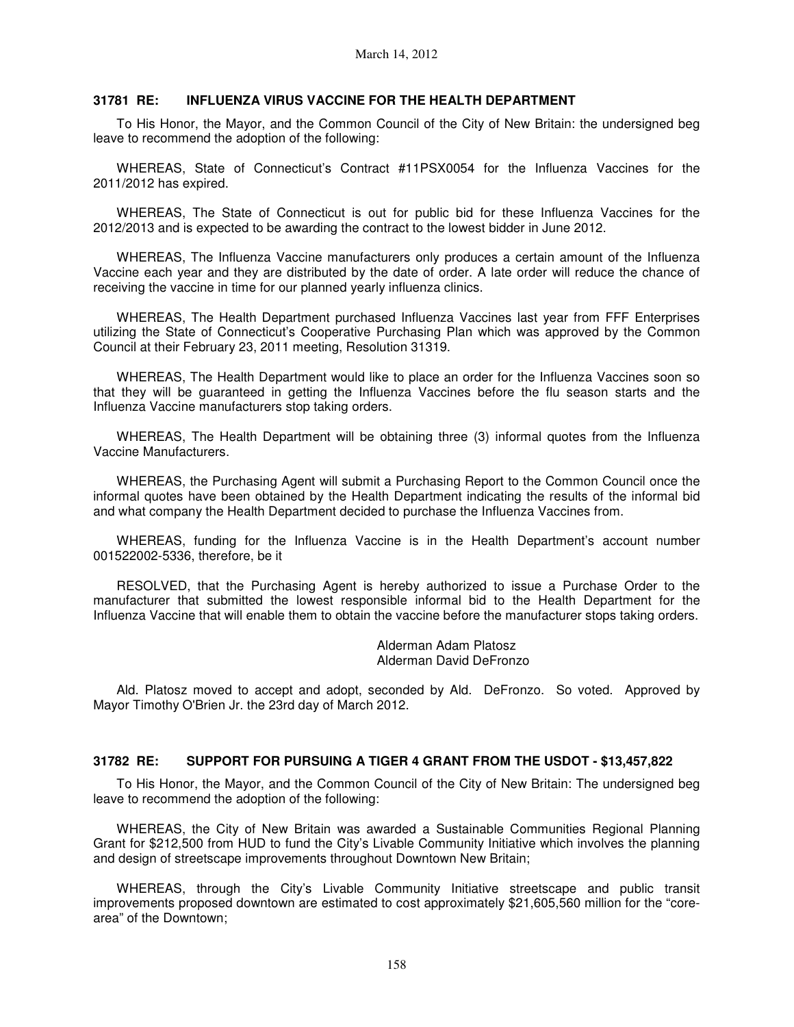### 31781 RE: INFLUENZA VIRUS VACCINE FOR THE HEALTH DEPARTMENT

To His Honor, the Mayor, and the Common Council of the City of New Britain: the undersigned beg leave to recommend the adoption of the following:

WHEREAS, State of Connecticut's Contract #11PSX0054 for the Influenza Vaccines for the 2011/2012 has expired.

WHEREAS, The State of Connecticut is out for public bid for these Influenza Vaccines for the 2012/2013 and is expected to be awarding the contract to the lowest bidder in June 2012.

WHEREAS, The Influenza Vaccine manufacturers only produces a certain amount of the Influenza Vaccine each year and they are distributed by the date of order. A late order will reduce the chance of receiving the vaccine in time for our planned yearly influenza clinics.

WHEREAS, The Health Department purchased Influenza Vaccines last year from FFF Enterprises utilizing the State of Connecticut's Cooperative Purchasing Plan which was approved by the Common Council at their February 23, 2011 meeting, Resolution 31319.

WHEREAS, The Health Department would like to place an order for the Influenza Vaccines soon so that they will be guaranteed in getting the Influenza Vaccines before the flu season starts and the Influenza Vaccine manufacturers stop taking orders.

WHEREAS, The Health Department will be obtaining three (3) informal quotes from the Influenza Vaccine Manufacturers.

WHEREAS, the Purchasing Agent will submit a Purchasing Report to the Common Council once the informal quotes have been obtained by the Health Department indicating the results of the informal bid and what company the Health Department decided to purchase the Influenza Vaccines from.

WHEREAS, funding for the Influenza Vaccine is in the Health Department's account number 001522002-5336, therefore, be it

RESOLVED, that the Purchasing Agent is hereby authorized to issue a Purchase Order to the manufacturer that submitted the lowest responsible informal bid to the Health Department for the Influenza Vaccine that will enable them to obtain the vaccine before the manufacturer stops taking orders.

Alderman Adam Platosz
Alderman David DeFronzo

Ald. Platosz moved to accept and adopt, seconded by Ald. DeFronzo. So voted. Approved by Mayor Timothy O'Brien Jr. the 23rd day of March 2012.

### 31782 RE: SUPPORT FOR PURSUING A TIGER 4 GRANT FROM THE USDOT - $13,457,822

To His Honor, the Mayor, and the Common Council of the City of New Britain: The undersigned beg leave to recommend the adoption of the following:

WHEREAS, the City of New Britain was awarded a Sustainable Communities Regional Planning Grant for $212,500 from HUD to fund the City's Livable Community Initiative which involves the planning and design of streetscape improvements throughout Downtown New Britain;

WHEREAS, through the City's Livable Community Initiative streetscape and public transit improvements proposed downtown are estimated to cost approximately $21,605,560 million for the "core-area" of the Downtown;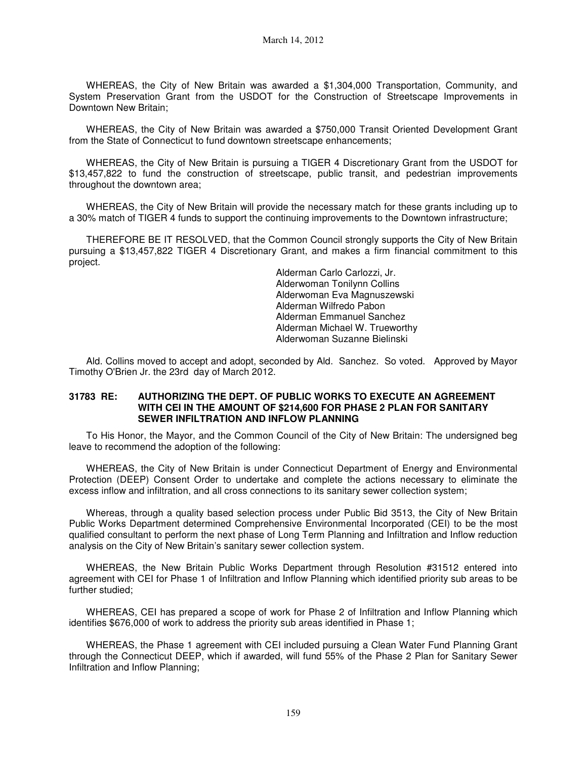WHEREAS, the City of New Britain was awarded a $1,304,000 Transportation, Community, and System Preservation Grant from the USDOT for the Construction of Streetscape Improvements in Downtown New Britain;

WHEREAS, the City of New Britain was awarded a $750,000 Transit Oriented Development Grant from the State of Connecticut to fund downtown streetscape enhancements;

WHEREAS, the City of New Britain is pursuing a TIGER 4 Discretionary Grant from the USDOT for $13,457,822 to fund the construction of streetscape, public transit, and pedestrian improvements throughout the downtown area;

WHEREAS, the City of New Britain will provide the necessary match for these grants including up to a 30% match of TIGER 4 funds to support the continuing improvements to the Downtown infrastructure;

THEREFORE BE IT RESOLVED, that the Common Council strongly supports the City of New Britain pursuing a $13,457,822 TIGER 4 Discretionary Grant, and makes a firm financial commitment to this project.

Alderman Carlo Carlozzi, Jr.
Alderwoman Tonilynn Collins
Alderwoman Eva Magnuszewski
Alderman Wilfredo Pabon
Alderman Emmanuel Sanchez
Alderman Michael W. Trueworthy
Alderwoman Suzanne Bielinski

Ald. Collins moved to accept and adopt, seconded by Ald. Sanchez. So voted. Approved by Mayor Timothy O'Brien Jr. the 23rd day of March 2012.

**31783 RE: AUTHORIZING THE DEPT. OF PUBLIC WORKS TO EXECUTE AN AGREEMENT WITH CEI IN THE AMOUNT OF $214,600 FOR PHASE 2 PLAN FOR SANITARY SEWER INFILTRATION AND INFLOW PLANNING**

To His Honor, the Mayor, and the Common Council of the City of New Britain: The undersigned beg leave to recommend the adoption of the following:

WHEREAS, the City of New Britain is under Connecticut Department of Energy and Environmental Protection (DEEP) Consent Order to undertake and complete the actions necessary to eliminate the excess inflow and infiltration, and all cross connections to its sanitary sewer collection system;

Whereas, through a quality based selection process under Public Bid 3513, the City of New Britain Public Works Department determined Comprehensive Environmental Incorporated (CEI) to be the most qualified consultant to perform the next phase of Long Term Planning and Infiltration and Inflow reduction analysis on the City of New Britain's sanitary sewer collection system.

WHEREAS, the New Britain Public Works Department through Resolution #31512 entered into agreement with CEI for Phase 1 of Infiltration and Inflow Planning which identified priority sub areas to be further studied;

WHEREAS, CEI has prepared a scope of work for Phase 2 of Infiltration and Inflow Planning which identifies $676,000 of work to address the priority sub areas identified in Phase 1;

WHEREAS, the Phase 1 agreement with CEI included pursuing a Clean Water Fund Planning Grant through the Connecticut DEEP, which if awarded, will fund 55% of the Phase 2 Plan for Sanitary Sewer Infiltration and Inflow Planning;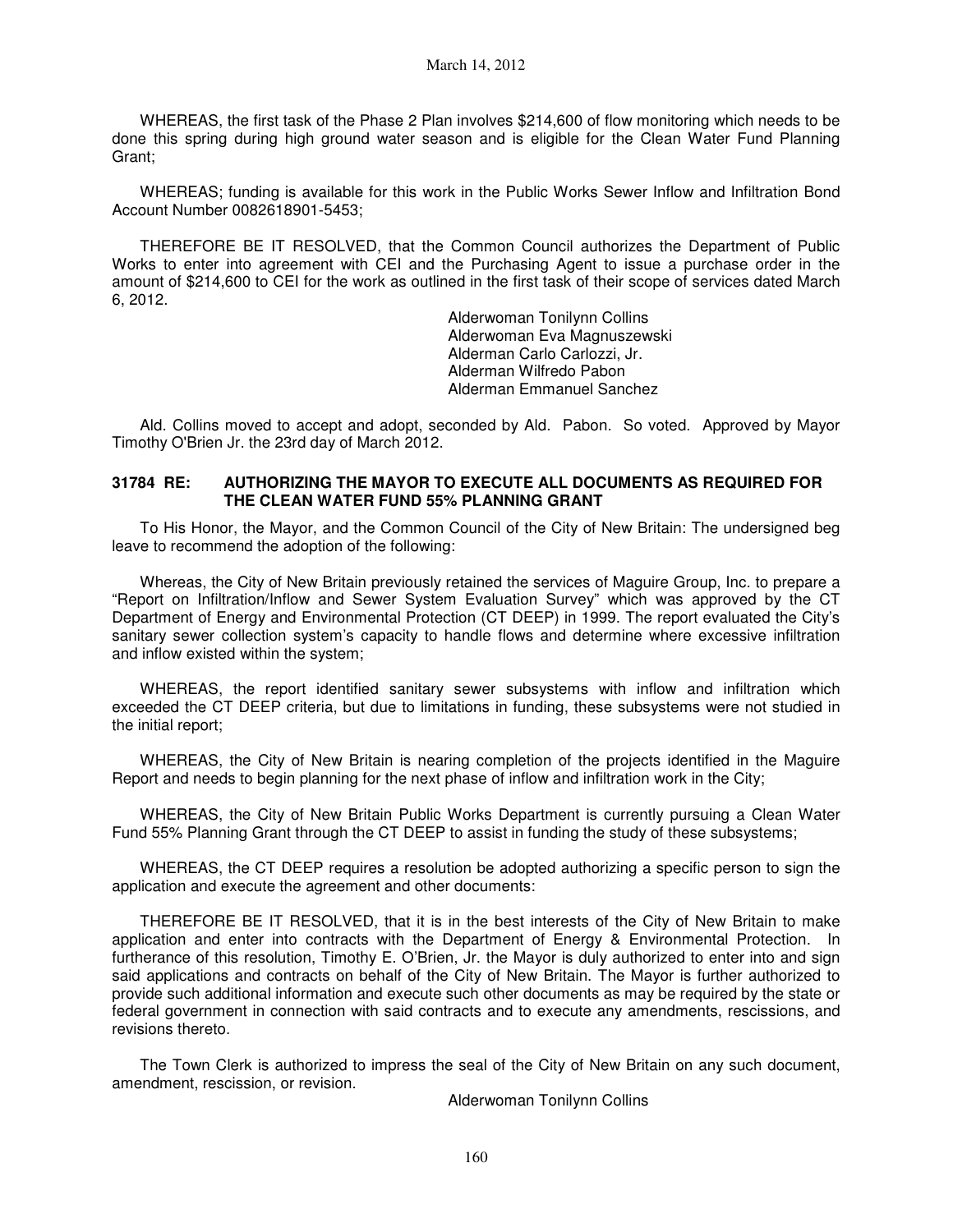WHEREAS, the first task of the Phase 2 Plan involves $214,600 of flow monitoring which needs to be done this spring during high ground water season and is eligible for the Clean Water Fund Planning Grant;

WHEREAS; funding is available for this work in the Public Works Sewer Inflow and Infiltration Bond Account Number 0082618901-5453;

THEREFORE BE IT RESOLVED, that the Common Council authorizes the Department of Public Works to enter into agreement with CEI and the Purchasing Agent to issue a purchase order in the amount of $214,600 to CEI for the work as outlined in the first task of their scope of services dated March 6, 2012.

Alderwoman Tonilynn Collins
Alderwoman Eva Magnuszewski
Alderman Carlo Carlozzi, Jr.
Alderman Wilfredo Pabon
Alderman Emmanuel Sanchez

Ald. Collins moved to accept and adopt, seconded by Ald. Pabon. So voted. Approved by Mayor Timothy O'Brien Jr. the 23rd day of March 2012.

**31784 RE: AUTHORIZING THE MAYOR TO EXECUTE ALL DOCUMENTS AS REQUIRED FOR THE CLEAN WATER FUND 55% PLANNING GRANT**

To His Honor, the Mayor, and the Common Council of the City of New Britain: The undersigned beg leave to recommend the adoption of the following:

Whereas, the City of New Britain previously retained the services of Maguire Group, Inc. to prepare a "Report on Infiltration/Inflow and Sewer System Evaluation Survey" which was approved by the CT Department of Energy and Environmental Protection (CT DEEP) in 1999. The report evaluated the City's sanitary sewer collection system's capacity to handle flows and determine where excessive infiltration and inflow existed within the system;

WHEREAS, the report identified sanitary sewer subsystems with inflow and infiltration which exceeded the CT DEEP criteria, but due to limitations in funding, these subsystems were not studied in the initial report;

WHEREAS, the City of New Britain is nearing completion of the projects identified in the Maguire Report and needs to begin planning for the next phase of inflow and infiltration work in the City;

WHEREAS, the City of New Britain Public Works Department is currently pursuing a Clean Water Fund 55% Planning Grant through the CT DEEP to assist in funding the study of these subsystems;

WHEREAS, the CT DEEP requires a resolution be adopted authorizing a specific person to sign the application and execute the agreement and other documents:

THEREFORE BE IT RESOLVED, that it is in the best interests of the City of New Britain to make application and enter into contracts with the Department of Energy & Environmental Protection. In furtherance of this resolution, Timothy E. O'Brien, Jr. the Mayor is duly authorized to enter into and sign said applications and contracts on behalf of the City of New Britain. The Mayor is further authorized to provide such additional information and execute such other documents as may be required by the state or federal government in connection with said contracts and to execute any amendments, rescissions, and revisions thereto.

The Town Clerk is authorized to impress the seal of the City of New Britain on any such document, amendment, rescission, or revision.

Alderwoman Tonilynn Collins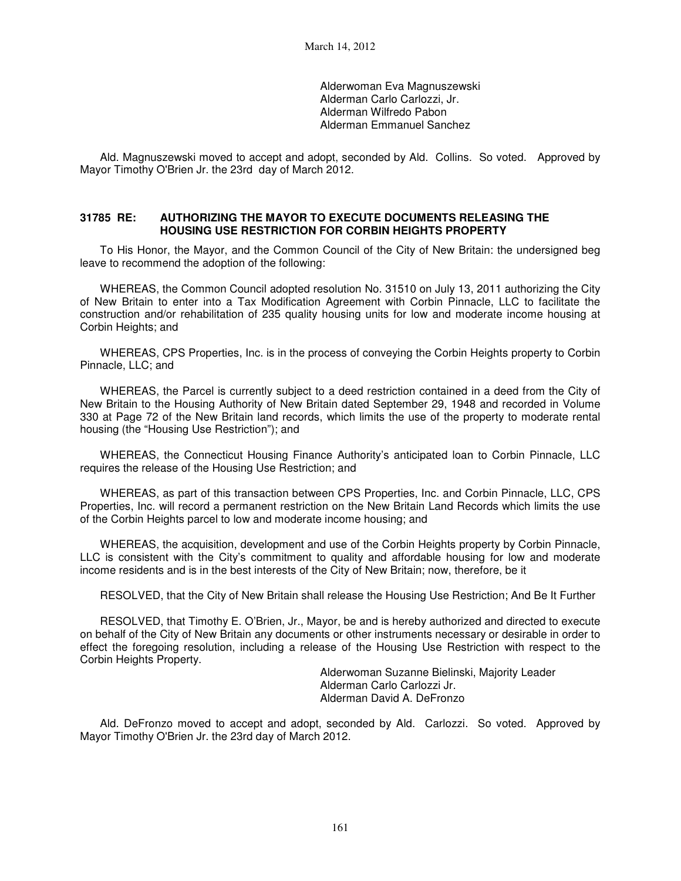Alderwoman Eva Magnuszewski
Alderman Carlo Carlozzi, Jr.
Alderman Wilfredo Pabon
Alderman Emmanuel Sanchez

Ald. Magnuszewski moved to accept and adopt, seconded by Ald. Collins. So voted. Approved by Mayor Timothy O'Brien Jr. the 23rd day of March 2012.

**31785 RE: AUTHORIZING THE MAYOR TO EXECUTE DOCUMENTS RELEASING THE HOUSING USE RESTRICTION FOR CORBIN HEIGHTS PROPERTY**

To His Honor, the Mayor, and the Common Council of the City of New Britain: the undersigned beg leave to recommend the adoption of the following:

WHEREAS, the Common Council adopted resolution No. 31510 on July 13, 2011 authorizing the City of New Britain to enter into a Tax Modification Agreement with Corbin Pinnacle, LLC to facilitate the construction and/or rehabilitation of 235 quality housing units for low and moderate income housing at Corbin Heights; and

WHEREAS, CPS Properties, Inc. is in the process of conveying the Corbin Heights property to Corbin Pinnacle, LLC; and

WHEREAS, the Parcel is currently subject to a deed restriction contained in a deed from the City of New Britain to the Housing Authority of New Britain dated September 29, 1948 and recorded in Volume 330 at Page 72 of the New Britain land records, which limits the use of the property to moderate rental housing (the "Housing Use Restriction"); and

WHEREAS, the Connecticut Housing Finance Authority's anticipated loan to Corbin Pinnacle, LLC requires the release of the Housing Use Restriction; and

WHEREAS, as part of this transaction between CPS Properties, Inc. and Corbin Pinnacle, LLC, CPS Properties, Inc. will record a permanent restriction on the New Britain Land Records which limits the use of the Corbin Heights parcel to low and moderate income housing; and

WHEREAS, the acquisition, development and use of the Corbin Heights property by Corbin Pinnacle, LLC is consistent with the City's commitment to quality and affordable housing for low and moderate income residents and is in the best interests of the City of New Britain; now, therefore, be it

RESOLVED, that the City of New Britain shall release the Housing Use Restriction; And Be It Further

RESOLVED, that Timothy E. O'Brien, Jr., Mayor, be and is hereby authorized and directed to execute on behalf of the City of New Britain any documents or other instruments necessary or desirable in order to effect the foregoing resolution, including a release of the Housing Use Restriction with respect to the Corbin Heights Property.

Alderwoman Suzanne Bielinski, Majority Leader
Alderman Carlo Carlozzi Jr.
Alderman David A. DeFronzo

Ald. DeFronzo moved to accept and adopt, seconded by Ald. Carlozzi. So voted. Approved by Mayor Timothy O'Brien Jr. the 23rd day of March 2012.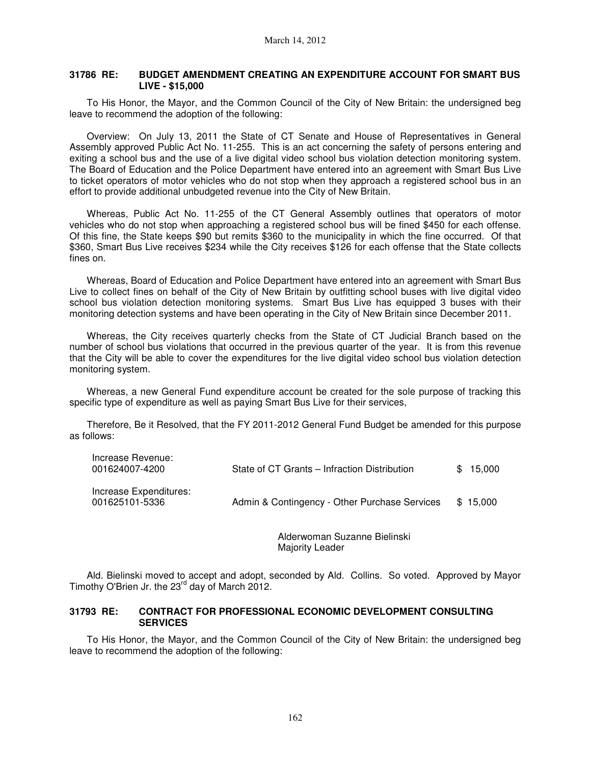**31786 RE: BUDGET AMENDMENT CREATING AN EXPENDITURE ACCOUNT FOR SMART BUS LIVE - $15,000**

To His Honor, the Mayor, and the Common Council of the City of New Britain: the undersigned beg leave to recommend the adoption of the following:

Overview: On July 13, 2011 the State of CT Senate and House of Representatives in General Assembly approved Public Act No. 11-255. This is an act concerning the safety of persons entering and exiting a school bus and the use of a live digital video school bus violation detection monitoring system. The Board of Education and the Police Department have entered into an agreement with Smart Bus Live to ticket operators of motor vehicles who do not stop when they approach a registered school bus in an effort to provide additional unbudgeted revenue into the City of New Britain.

Whereas, Public Act No. 11-255 of the CT General Assembly outlines that operators of motor vehicles who do not stop when approaching a registered school bus will be fined $450 for each offense. Of this fine, the State keeps $90 but remits $360 to the municipality in which the fine occurred. Of that $360, Smart Bus Live receives $234 while the City receives $126 for each offense that the State collects fines on.

Whereas, Board of Education and Police Department have entered into an agreement with Smart Bus Live to collect fines on behalf of the City of New Britain by outfitting school buses with live digital video school bus violation detection monitoring systems. Smart Bus Live has equipped 3 buses with their monitoring detection systems and have been operating in the City of New Britain since December 2011.

Whereas, the City receives quarterly checks from the State of CT Judicial Branch based on the number of school bus violations that occurred in the previous quarter of the year. It is from this revenue that the City will be able to cover the expenditures for the live digital video school bus violation detection monitoring system.

Whereas, a new General Fund expenditure account be created for the sole purpose of tracking this specific type of expenditure as well as paying Smart Bus Live for their services,

Therefore, Be it Resolved, that the FY 2011-2012 General Fund Budget be amended for this purpose as follows:

| | | |
|---|---|---|
| Increase Revenue:<br>001624007-4200 | State of CT Grants – Infraction Distribution | $ 15,000 |
| Increase Expenditures:<br>001625101-5336 | Admin & Contingency - Other Purchase Services | $ 15,000 |

Alderwoman Suzanne Bielinski
Majority Leader

Ald. Bielinski moved to accept and adopt, seconded by Ald. Collins. So voted. Approved by Mayor Timothy O'Brien Jr. the 23rd day of March 2012.

**31793 RE: CONTRACT FOR PROFESSIONAL ECONOMIC DEVELOPMENT CONSULTING SERVICES**

To His Honor, the Mayor, and the Common Council of the City of New Britain: the undersigned beg leave to recommend the adoption of the following: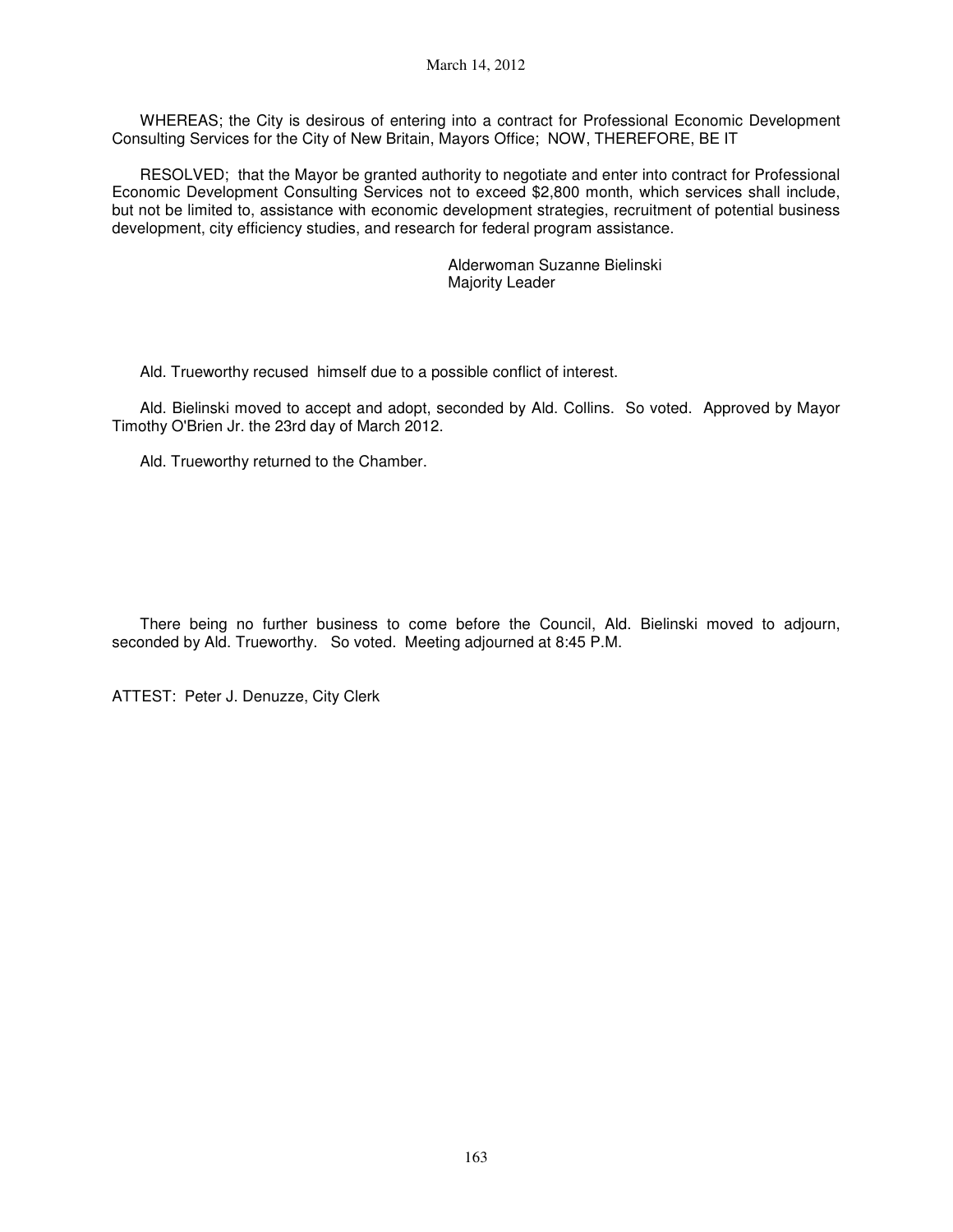WHEREAS; the City is desirous of entering into a contract for Professional Economic Development Consulting Services for the City of New Britain, Mayors Office; NOW, THEREFORE, BE IT

RESOLVED; that the Mayor be granted authority to negotiate and enter into contract for Professional Economic Development Consulting Services not to exceed $2,800 month, which services shall include, but not be limited to, assistance with economic development strategies, recruitment of potential business development, city efficiency studies, and research for federal program assistance.

Alderwoman Suzanne Bielinski
Majority Leader

Ald. Trueworthy recused himself due to a possible conflict of interest.

Ald. Bielinski moved to accept and adopt, seconded by Ald. Collins. So voted. Approved by Mayor Timothy O'Brien Jr. the 23rd day of March 2012.

Ald. Trueworthy returned to the Chamber.

There being no further business to come before the Council, Ald. Bielinski moved to adjourn, seconded by Ald. Trueworthy. So voted. Meeting adjourned at 8:45 P.M.

ATTEST: Peter J. Denuzze, City Clerk